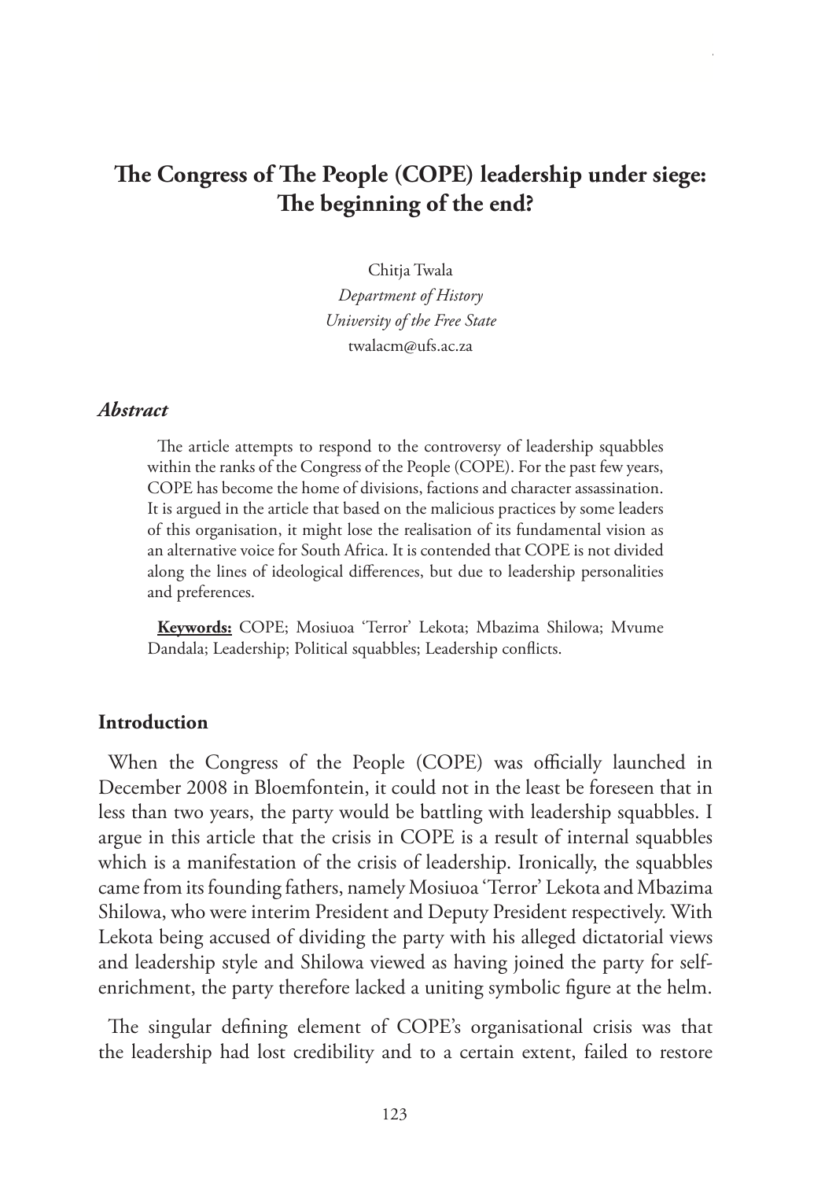# The Congress of The People (COPE) leadership under siege: The beginning of the end?

Chitja Twala
*Department of History*
*University of the Free State*
twalacm@ufs.ac.za

### *Abstract*

The article attempts to respond to the controversy of leadership squabbles within the ranks of the Congress of the People (COPE). For the past few years, COPE has become the home of divisions, factions and character assassination. It is argued in the article that based on the malicious practices by some leaders of this organisation, it might lose the realisation of its fundamental vision as an alternative voice for South Africa. It is contended that COPE is not divided along the lines of ideological differences, but due to leadership personalities and preferences.

**Keywords:** COPE; Mosiuoa 'Terror' Lekota; Mbazima Shilowa; Mvume Dandala; Leadership; Political squabbles; Leadership conflicts.

## Introduction

When the Congress of the People (COPE) was officially launched in December 2008 in Bloemfontein, it could not in the least be foreseen that in less than two years, the party would be battling with leadership squabbles. I argue in this article that the crisis in COPE is a result of internal squabbles which is a manifestation of the crisis of leadership. Ironically, the squabbles came from its founding fathers, namely Mosiuoa 'Terror' Lekota and Mbazima Shilowa, who were interim President and Deputy President respectively. With Lekota being accused of dividing the party with his alleged dictatorial views and leadership style and Shilowa viewed as having joined the party for self-enrichment, the party therefore lacked a uniting symbolic figure at the helm.

The singular defining element of COPE's organisational crisis was that the leadership had lost credibility and to a certain extent, failed to restore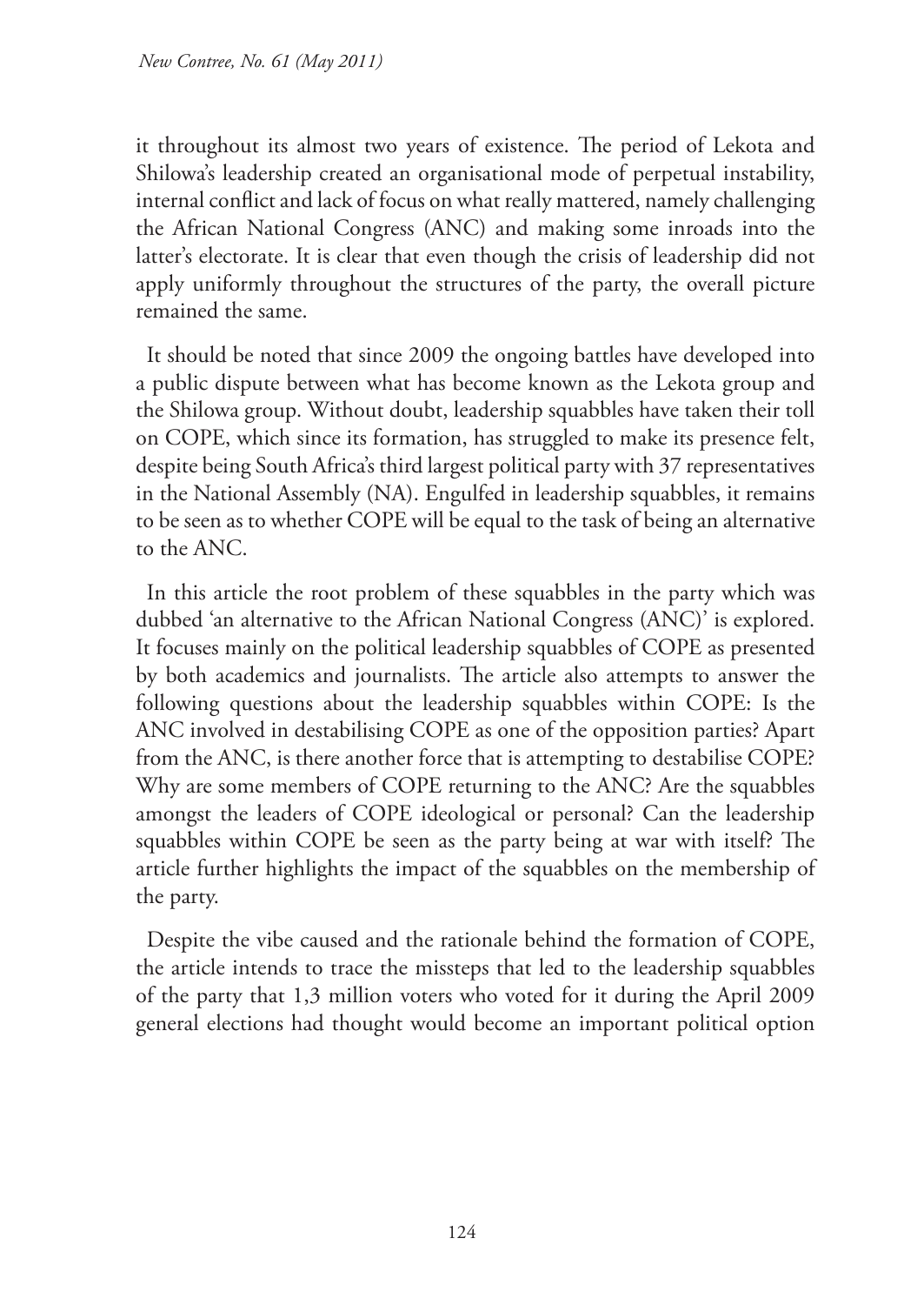it throughout its almost two years of existence. The period of Lekota and Shilowa's leadership created an organisational mode of perpetual instability, internal conflict and lack of focus on what really mattered, namely challenging the African National Congress (ANC) and making some inroads into the latter's electorate. It is clear that even though the crisis of leadership did not apply uniformly throughout the structures of the party, the overall picture remained the same.

It should be noted that since 2009 the ongoing battles have developed into a public dispute between what has become known as the Lekota group and the Shilowa group. Without doubt, leadership squabbles have taken their toll on COPE, which since its formation, has struggled to make its presence felt, despite being South Africa's third largest political party with 37 representatives in the National Assembly (NA). Engulfed in leadership squabbles, it remains to be seen as to whether COPE will be equal to the task of being an alternative to the ANC.

In this article the root problem of these squabbles in the party which was dubbed 'an alternative to the African National Congress (ANC)' is explored. It focuses mainly on the political leadership squabbles of COPE as presented by both academics and journalists. The article also attempts to answer the following questions about the leadership squabbles within COPE: Is the ANC involved in destabilising COPE as one of the opposition parties? Apart from the ANC, is there another force that is attempting to destabilise COPE? Why are some members of COPE returning to the ANC? Are the squabbles amongst the leaders of COPE ideological or personal? Can the leadership squabbles within COPE be seen as the party being at war with itself? The article further highlights the impact of the squabbles on the membership of the party.

Despite the vibe caused and the rationale behind the formation of COPE, the article intends to trace the missteps that led to the leadership squabbles of the party that 1,3 million voters who voted for it during the April 2009 general elections had thought would become an important political option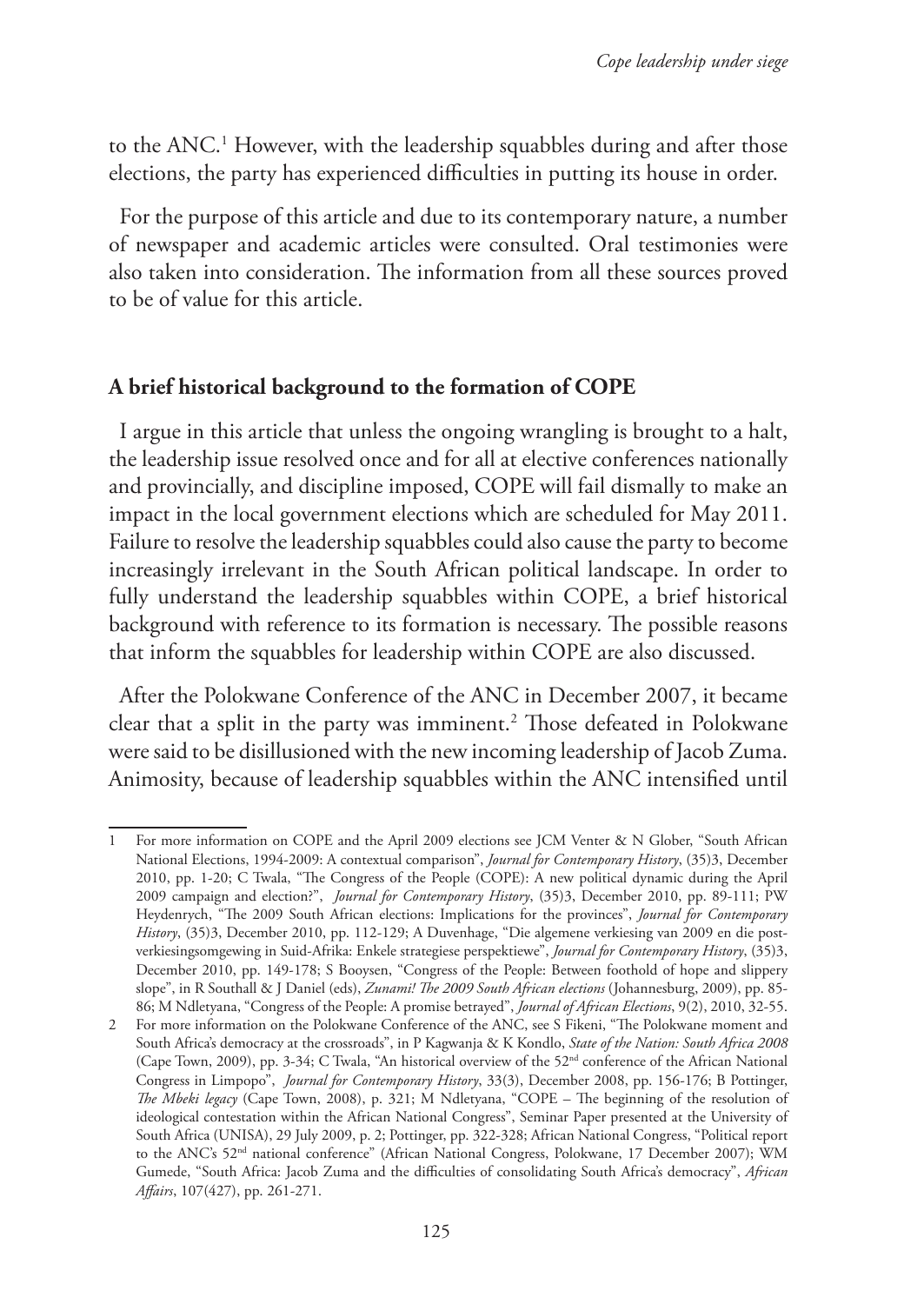to the ANC.[1] However, with the leadership squabbles during and after those elections, the party has experienced difficulties in putting its house in order.

For the purpose of this article and due to its contemporary nature, a number of newspaper and academic articles were consulted. Oral testimonies were also taken into consideration. The information from all these sources proved to be of value for this article.

## A brief historical background to the formation of COPE

I argue in this article that unless the ongoing wrangling is brought to a halt, the leadership issue resolved once and for all at elective conferences nationally and provincially, and discipline imposed, COPE will fail dismally to make an impact in the local government elections which are scheduled for May 2011. Failure to resolve the leadership squabbles could also cause the party to become increasingly irrelevant in the South African political landscape. In order to fully understand the leadership squabbles within COPE, a brief historical background with reference to its formation is necessary. The possible reasons that inform the squabbles for leadership within COPE are also discussed.

After the Polokwane Conference of the ANC in December 2007, it became clear that a split in the party was imminent.[2] Those defeated in Polokwane were said to be disillusioned with the new incoming leadership of Jacob Zuma. Animosity, because of leadership squabbles within the ANC intensified until

---

1 For more information on COPE and the April 2009 elections see JCM Venter & N Glober, "South African National Elections, 1994-2009: A contextual comparison", *Journal for Contemporary History*, (35)3, December 2010, pp. 1-20; C Twala, "The Congress of the People (COPE): A new political dynamic during the April 2009 campaign and election?", *Journal for Contemporary History*, (35)3, December 2010, pp. 89-111; PW Heydenrych, "The 2009 South African elections: Implications for the provinces", *Journal for Contemporary History*, (35)3, December 2010, pp. 112-129; A Duvenhage, "Die algemene verkiesing van 2009 en die post-verkiesingsomgewing in Suid-Afrika: Enkele strategiese perspektiewe", *Journal for Contemporary History*, (35)3, December 2010, pp. 149-178; S Booysen, "Congress of the People: Between foothold of hope and slippery slope", in R Southall & J Daniel (eds), *Zunami! The 2009 South African elections* (Johannesburg, 2009), pp. 85-86; M Ndletyana, "Congress of the People: A promise betrayed", *Journal of African Elections*, 9(2), 2010, 32-55.

2 For more information on the Polokwane Conference of the ANC, see S Fikeni, "The Polokwane moment and South Africa's democracy at the crossroads", in P Kagwanja & K Kondlo, *State of the Nation: South Africa 2008* (Cape Town, 2009), pp. 3-34; C Twala, "An historical overview of the 52nd conference of the African National Congress in Limpopo", *Journal for Contemporary History*, 33(3), December 2008, pp. 156-176; B Pottinger, *The Mbeki legacy* (Cape Town, 2008), p. 321; M Ndletyana, "COPE – The beginning of the resolution of ideological contestation within the African National Congress", Seminar Paper presented at the University of South Africa (UNISA), 29 July 2009, p. 2; Pottinger, pp. 322-328; African National Congress, "Political report to the ANC's 52nd national conference" (African National Congress, Polokwane, 17 December 2007); WM Gumede, "South Africa: Jacob Zuma and the difficulties of consolidating South Africa's democracy", *African Affairs*, 107(427), pp. 261-271.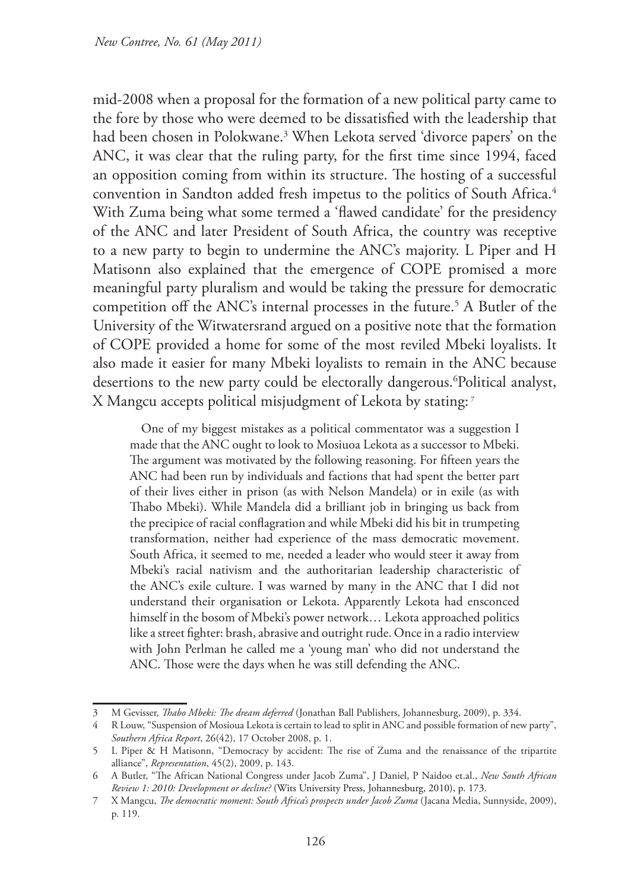mid-2008 when a proposal for the formation of a new political party came to the fore by those who were deemed to be dissatisfied with the leadership that had been chosen in Polokwane.[3] When Lekota served 'divorce papers' on the ANC, it was clear that the ruling party, for the first time since 1994, faced an opposition coming from within its structure. The hosting of a successful convention in Sandton added fresh impetus to the politics of South Africa.[4] With Zuma being what some termed a 'flawed candidate' for the presidency of the ANC and later President of South Africa, the country was receptive to a new party to begin to undermine the ANC's majority. L Piper and H Matisonn also explained that the emergence of COPE promised a more meaningful party pluralism and would be taking the pressure for democratic competition off the ANC's internal processes in the future.[5] A Butler of the University of the Witwatersrand argued on a positive note that the formation of COPE provided a home for some of the most reviled Mbeki loyalists. It also made it easier for many Mbeki loyalists to remain in the ANC because desertions to the new party could be electorally dangerous.[6]Political analyst, X Mangcu accepts political misjudgment of Lekota by stating:[7]

> One of my biggest mistakes as a political commentator was a suggestion I made that the ANC ought to look to Mosiuoa Lekota as a successor to Mbeki. The argument was motivated by the following reasoning. For fifteen years the ANC had been run by individuals and factions that had spent the better part of their lives either in prison (as with Nelson Mandela) or in exile (as with Thabo Mbeki). While Mandela did a brilliant job in bringing us back from the precipice of racial conflagration and while Mbeki did his bit in trumpeting transformation, neither had experience of the mass democratic movement. South Africa, it seemed to me, needed a leader who would steer it away from Mbeki's racial nativism and the authoritarian leadership characteristic of the ANC's exile culture. I was warned by many in the ANC that I did not understand their organisation or Lekota. Apparently Lekota had ensconced himself in the bosom of Mbeki's power network… Lekota approached politics like a street fighter: brash, abrasive and outright rude. Once in a radio interview with John Perlman he called me a 'young man' who did not understand the ANC. Those were the days when he was still defending the ANC.

---

3 M Gevisser, *Thabo Mbeki: The dream deferred* (Jonathan Ball Publishers, Johannesburg, 2009), p. 334.

4 R Louw, "Suspension of Mosioua Lekota is certain to lead to split in ANC and possible formation of new party", *Southern Africa Report*, 26(42), 17 October 2008, p. 1.

5 L Piper & H Matisonn, "Democracy by accident: The rise of Zuma and the renaissance of the tripartite alliance", *Representation*, 45(2), 2009, p. 143.

6 A Butler, "The African National Congress under Jacob Zuma", J Daniel, P Naidoo et.al., *New South African Review 1: 2010: Development or decline?* (Wits University Press, Johannesburg, 2010), p. 173.

7 X Mangcu, *The democratic moment: South Africa's prospects under Jacob Zuma* (Jacana Media, Sunnyside, 2009), p. 119.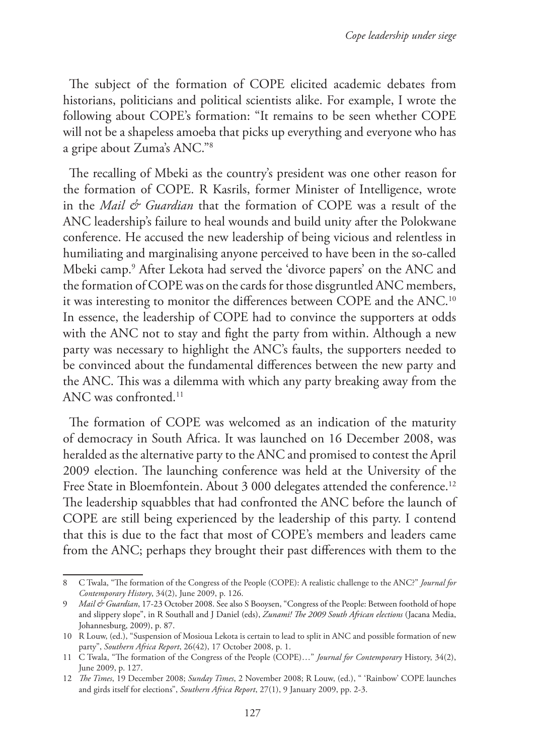The subject of the formation of COPE elicited academic debates from historians, politicians and political scientists alike. For example, I wrote the following about COPE's formation: "It remains to be seen whether COPE will not be a shapeless amoeba that picks up everything and everyone who has a gripe about Zuma's ANC."[8]

The recalling of Mbeki as the country's president was one other reason for the formation of COPE. R Kasrils, former Minister of Intelligence, wrote in the *Mail & Guardian* that the formation of COPE was a result of the ANC leadership's failure to heal wounds and build unity after the Polokwane conference. He accused the new leadership of being vicious and relentless in humiliating and marginalising anyone perceived to have been in the so-called Mbeki camp.[9] After Lekota had served the 'divorce papers' on the ANC and the formation of COPE was on the cards for those disgruntled ANC members, it was interesting to monitor the differences between COPE and the ANC.[10] In essence, the leadership of COPE had to convince the supporters at odds with the ANC not to stay and fight the party from within. Although a new party was necessary to highlight the ANC's faults, the supporters needed to be convinced about the fundamental differences between the new party and the ANC. This was a dilemma with which any party breaking away from the ANC was confronted.[11]

The formation of COPE was welcomed as an indication of the maturity of democracy in South Africa. It was launched on 16 December 2008, was heralded as the alternative party to the ANC and promised to contest the April 2009 election. The launching conference was held at the University of the Free State in Bloemfontein. About 3 000 delegates attended the conference.[12] The leadership squabbles that had confronted the ANC before the launch of COPE are still being experienced by the leadership of this party. I contend that this is due to the fact that most of COPE's members and leaders came from the ANC; perhaps they brought their past differences with them to the

---

8 C Twala, "The formation of the Congress of the People (COPE): A realistic challenge to the ANC?" *Journal for Contemporary History*, 34(2), June 2009, p. 126.

9 *Mail & Guardian*, 17-23 October 2008. See also S Booysen, "Congress of the People: Between foothold of hope and slippery slope", in R Southall and J Daniel (eds), *Zunami! The 2009 South African elections* (Jacana Media, Johannesburg, 2009), p. 87.

10 R Louw, (ed.), "Suspension of Mosioua Lekota is certain to lead to split in ANC and possible formation of new party", *Southern Africa Report*, 26(42), 17 October 2008, p. 1.

11 C Twala, "The formation of the Congress of the People (COPE)…" *Journal for Contemporary* History, 34(2), June 2009, p. 127.

12 *The Times*, 19 December 2008; *Sunday Times*, 2 November 2008; R Louw, (ed.), " 'Rainbow' COPE launches and girds itself for elections", *Southern Africa Report*, 27(1), 9 January 2009, pp. 2-3.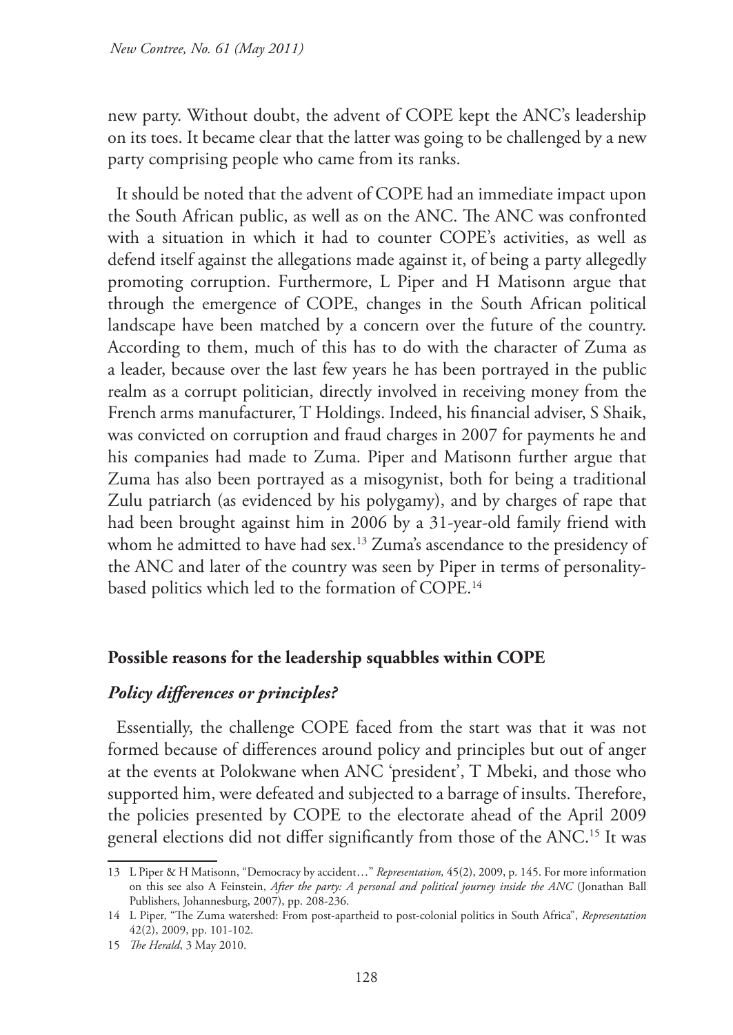new party. Without doubt, the advent of COPE kept the ANC's leadership on its toes. It became clear that the latter was going to be challenged by a new party comprising people who came from its ranks.

It should be noted that the advent of COPE had an immediate impact upon the South African public, as well as on the ANC. The ANC was confronted with a situation in which it had to counter COPE's activities, as well as defend itself against the allegations made against it, of being a party allegedly promoting corruption. Furthermore, L Piper and H Matisonn argue that through the emergence of COPE, changes in the South African political landscape have been matched by a concern over the future of the country. According to them, much of this has to do with the character of Zuma as a leader, because over the last few years he has been portrayed in the public realm as a corrupt politician, directly involved in receiving money from the French arms manufacturer, T Holdings. Indeed, his financial adviser, S Shaik, was convicted on corruption and fraud charges in 2007 for payments he and his companies had made to Zuma. Piper and Matisonn further argue that Zuma has also been portrayed as a misogynist, both for being a traditional Zulu patriarch (as evidenced by his polygamy), and by charges of rape that had been brought against him in 2006 by a 31-year-old family friend with whom he admitted to have had sex.[13] Zuma's ascendance to the presidency of the ANC and later of the country was seen by Piper in terms of personality-based politics which led to the formation of COPE.[14]

## Possible reasons for the leadership squabbles within COPE

### *Policy differences or principles?*

Essentially, the challenge COPE faced from the start was that it was not formed because of differences around policy and principles but out of anger at the events at Polokwane when ANC 'president', T Mbeki, and those who supported him, were defeated and subjected to a barrage of insults. Therefore, the policies presented by COPE to the electorate ahead of the April 2009 general elections did not differ significantly from those of the ANC.[15] It was

---

13 L Piper & H Matisonn, "Democracy by accident…" *Representation,* 45(2), 2009, p. 145. For more information on this see also A Feinstein, *After the party: A personal and political journey inside the ANC* (Jonathan Ball Publishers, Johannesburg, 2007), pp. 208-236.

14 L Piper, "The Zuma watershed: From post-apartheid to post-colonial politics in South Africa", *Representation* 42(2), 2009, pp. 101-102.

15 *The Herald*, 3 May 2010.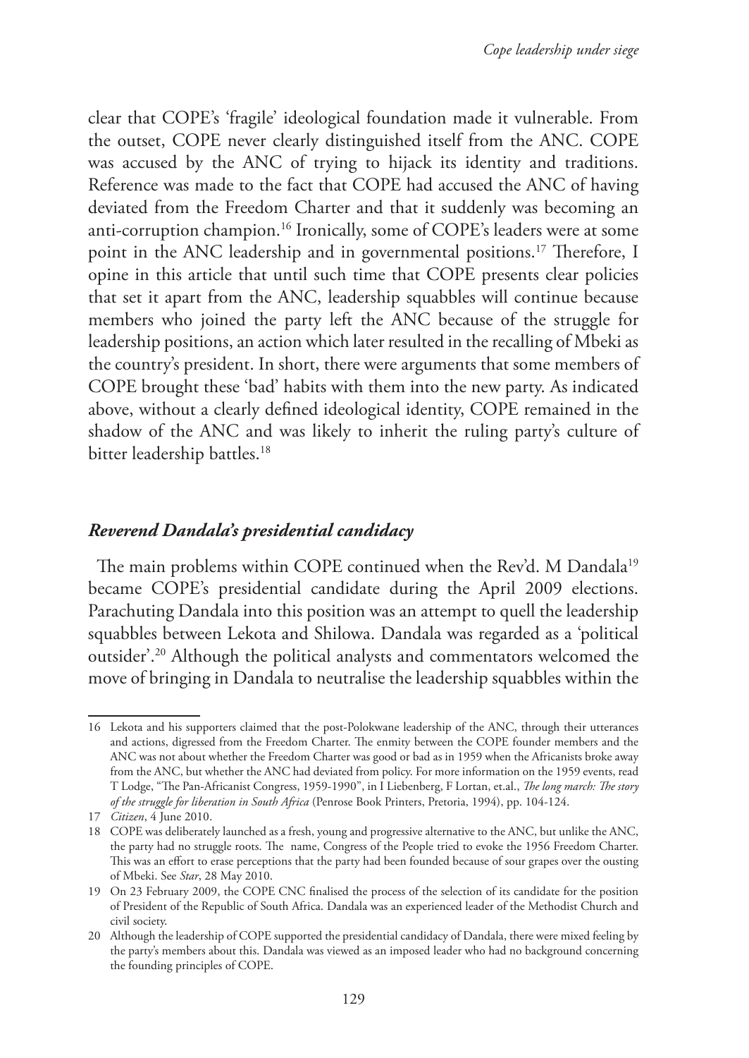clear that COPE's 'fragile' ideological foundation made it vulnerable. From the outset, COPE never clearly distinguished itself from the ANC. COPE was accused by the ANC of trying to hijack its identity and traditions. Reference was made to the fact that COPE had accused the ANC of having deviated from the Freedom Charter and that it suddenly was becoming an anti-corruption champion.[16] Ironically, some of COPE's leaders were at some point in the ANC leadership and in governmental positions.[17] Therefore, I opine in this article that until such time that COPE presents clear policies that set it apart from the ANC, leadership squabbles will continue because members who joined the party left the ANC because of the struggle for leadership positions, an action which later resulted in the recalling of Mbeki as the country's president. In short, there were arguments that some members of COPE brought these 'bad' habits with them into the new party. As indicated above, without a clearly defined ideological identity, COPE remained in the shadow of the ANC and was likely to inherit the ruling party's culture of bitter leadership battles.[18]

### *Reverend Dandala's presidential candidacy*

The main problems within COPE continued when the Rev'd. M Dandala[19] became COPE's presidential candidate during the April 2009 elections. Parachuting Dandala into this position was an attempt to quell the leadership squabbles between Lekota and Shilowa. Dandala was regarded as a 'political outsider'.[20] Although the political analysts and commentators welcomed the move of bringing in Dandala to neutralise the leadership squabbles within the

---

16 Lekota and his supporters claimed that the post-Polokwane leadership of the ANC, through their utterances and actions, digressed from the Freedom Charter. The enmity between the COPE founder members and the ANC was not about whether the Freedom Charter was good or bad as in 1959 when the Africanists broke away from the ANC, but whether the ANC had deviated from policy. For more information on the 1959 events, read T Lodge, "The Pan-Africanist Congress, 1959-1990", in I Liebenberg, F Lortan, et.al., *The long march: The story of the struggle for liberation in South Africa* (Penrose Book Printers, Pretoria, 1994), pp. 104-124.

17 *Citizen*, 4 June 2010.

18 COPE was deliberately launched as a fresh, young and progressive alternative to the ANC, but unlike the ANC, the party had no struggle roots. The name, Congress of the People tried to evoke the 1956 Freedom Charter. This was an effort to erase perceptions that the party had been founded because of sour grapes over the ousting of Mbeki. See *Star*, 28 May 2010.

19 On 23 February 2009, the COPE CNC finalised the process of the selection of its candidate for the position of President of the Republic of South Africa. Dandala was an experienced leader of the Methodist Church and civil society.

20 Although the leadership of COPE supported the presidential candidacy of Dandala, there were mixed feeling by the party's members about this. Dandala was viewed as an imposed leader who had no background concerning the founding principles of COPE.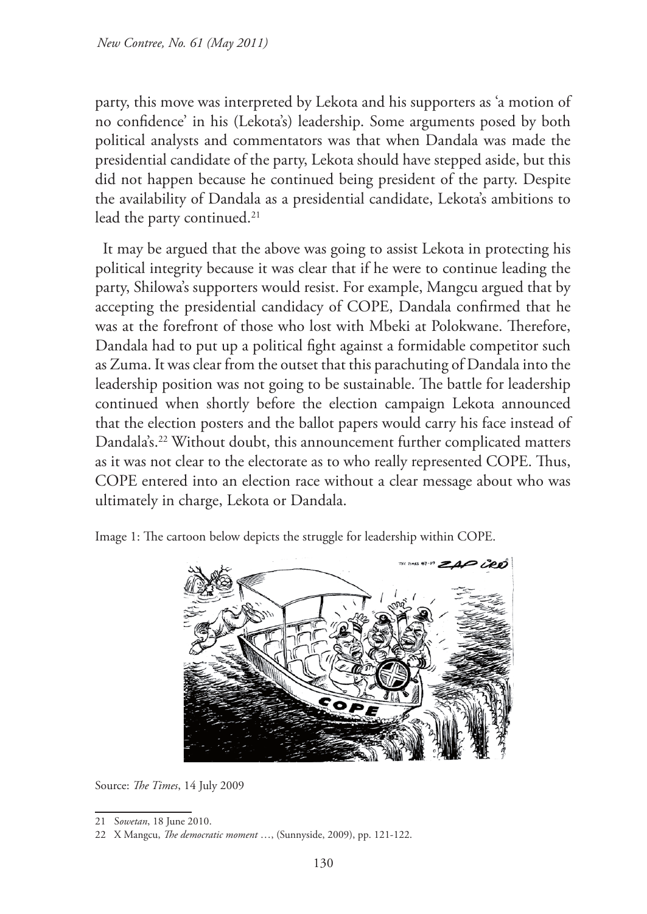party, this move was interpreted by Lekota and his supporters as 'a motion of no confidence' in his (Lekota's) leadership. Some arguments posed by both political analysts and commentators was that when Dandala was made the presidential candidate of the party, Lekota should have stepped aside, but this did not happen because he continued being president of the party. Despite the availability of Dandala as a presidential candidate, Lekota's ambitions to lead the party continued.[21]

It may be argued that the above was going to assist Lekota in protecting his political integrity because it was clear that if he were to continue leading the party, Shilowa's supporters would resist. For example, Mangcu argued that by accepting the presidential candidacy of COPE, Dandala confirmed that he was at the forefront of those who lost with Mbeki at Polokwane. Therefore, Dandala had to put up a political fight against a formidable competitor such as Zuma. It was clear from the outset that this parachuting of Dandala into the leadership position was not going to be sustainable. The battle for leadership continued when shortly before the election campaign Lekota announced that the election posters and the ballot papers would carry his face instead of Dandala's.[22] Without doubt, this announcement further complicated matters as it was not clear to the electorate as to who really represented COPE. Thus, COPE entered into an election race without a clear message about who was ultimately in charge, Lekota or Dandala.

Image 1: The cartoon below depicts the struggle for leadership within COPE.

Source: *The Times*, 14 July 2009

---

21 *Sowetan*, 18 June 2010.

22 X Mangcu, *The democratic moment* …, (Sunnyside, 2009), pp. 121-122.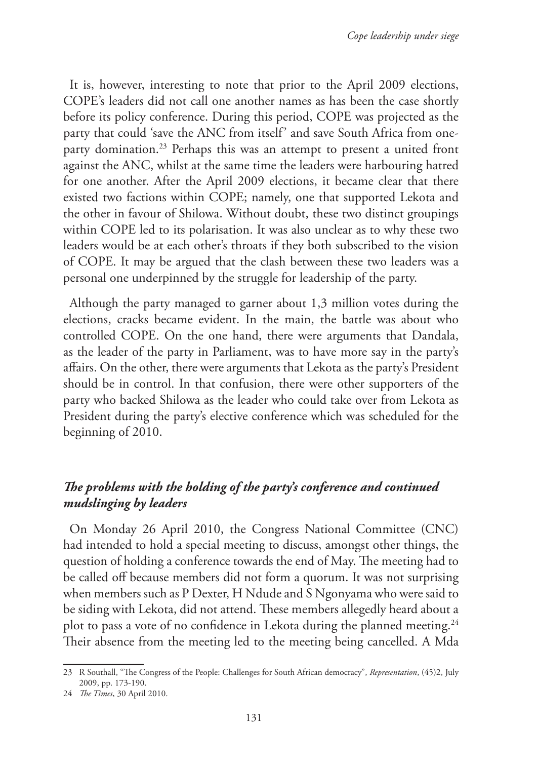It is, however, interesting to note that prior to the April 2009 elections, COPE's leaders did not call one another names as has been the case shortly before its policy conference. During this period, COPE was projected as the party that could 'save the ANC from itself' and save South Africa from one-party domination.[23] Perhaps this was an attempt to present a united front against the ANC, whilst at the same time the leaders were harbouring hatred for one another. After the April 2009 elections, it became clear that there existed two factions within COPE; namely, one that supported Lekota and the other in favour of Shilowa. Without doubt, these two distinct groupings within COPE led to its polarisation. It was also unclear as to why these two leaders would be at each other's throats if they both subscribed to the vision of COPE. It may be argued that the clash between these two leaders was a personal one underpinned by the struggle for leadership of the party.

Although the party managed to garner about 1,3 million votes during the elections, cracks became evident. In the main, the battle was about who controlled COPE. On the one hand, there were arguments that Dandala, as the leader of the party in Parliament, was to have more say in the party's affairs. On the other, there were arguments that Lekota as the party's President should be in control. In that confusion, there were other supporters of the party who backed Shilowa as the leader who could take over from Lekota as President during the party's elective conference which was scheduled for the beginning of 2010.

### *The problems with the holding of the party's conference and continued mudslinging by leaders*

On Monday 26 April 2010, the Congress National Committee (CNC) had intended to hold a special meeting to discuss, amongst other things, the question of holding a conference towards the end of May. The meeting had to be called off because members did not form a quorum. It was not surprising when members such as P Dexter, H Ndude and S Ngonyama who were said to be siding with Lekota, did not attend. These members allegedly heard about a plot to pass a vote of no confidence in Lekota during the planned meeting.[24] Their absence from the meeting led to the meeting being cancelled. A Mda

---

23 R Southall, "The Congress of the People: Challenges for South African democracy", *Representation*, (45)2, July 2009, pp. 173-190.

24 *The Times*, 30 April 2010.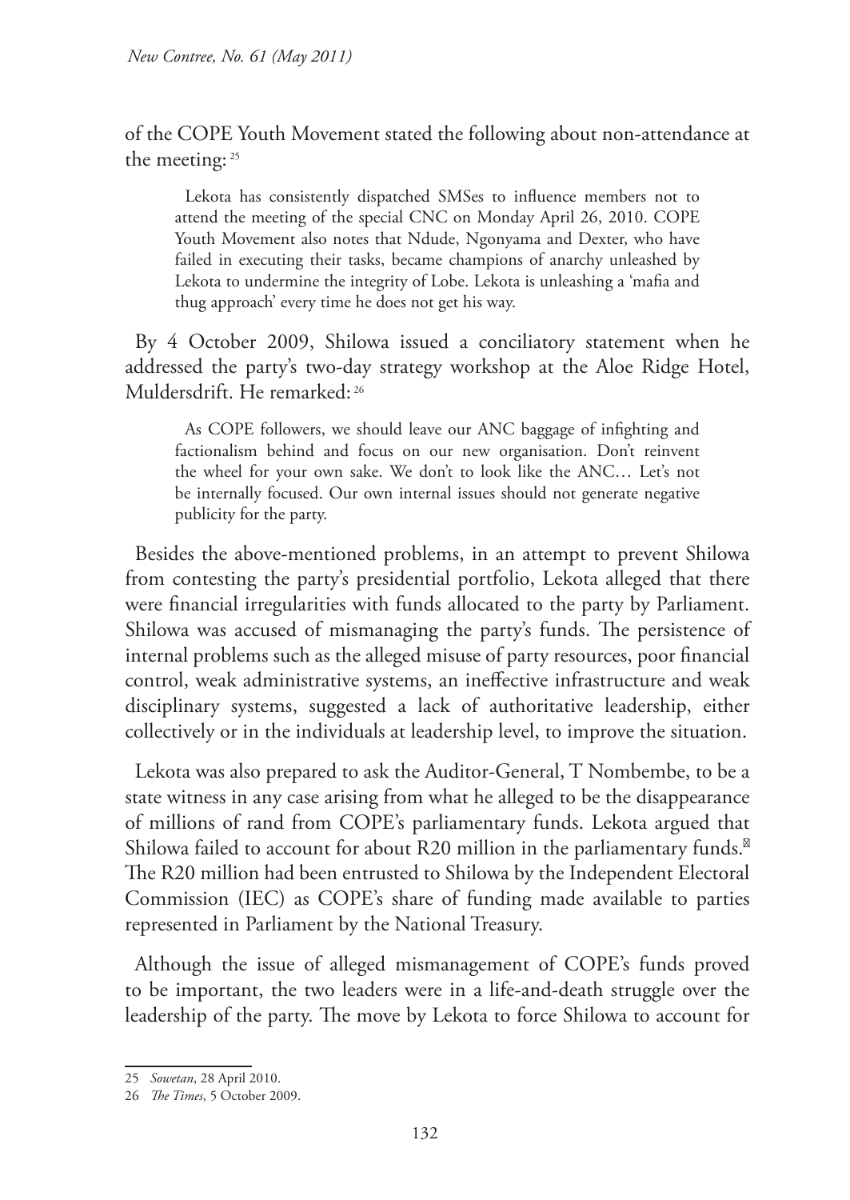of the COPE Youth Movement stated the following about non-attendance at the meeting: [25]

> Lekota has consistently dispatched SMSes to influence members not to attend the meeting of the special CNC on Monday April 26, 2010. COPE Youth Movement also notes that Ndude, Ngonyama and Dexter, who have failed in executing their tasks, became champions of anarchy unleashed by Lekota to undermine the integrity of Lobe. Lekota is unleashing a 'mafia and thug approach' every time he does not get his way.

By 4 October 2009, Shilowa issued a conciliatory statement when he addressed the party's two-day strategy workshop at the Aloe Ridge Hotel, Muldersdrift. He remarked: [26]

> As COPE followers, we should leave our ANC baggage of infighting and factionalism behind and focus on our new organisation. Don't reinvent the wheel for your own sake. We don't to look like the ANC… Let's not be internally focused. Our own internal issues should not generate negative publicity for the party.

Besides the above-mentioned problems, in an attempt to prevent Shilowa from contesting the party's presidential portfolio, Lekota alleged that there were financial irregularities with funds allocated to the party by Parliament. Shilowa was accused of mismanaging the party's funds. The persistence of internal problems such as the alleged misuse of party resources, poor financial control, weak administrative systems, an ineffective infrastructure and weak disciplinary systems, suggested a lack of authoritative leadership, either collectively or in the individuals at leadership level, to improve the situation.

Lekota was also prepared to ask the Auditor-General, T Nombembe, to be a state witness in any case arising from what he alleged to be the disappearance of millions of rand from COPE's parliamentary funds. Lekota argued that Shilowa failed to account for about R20 million in the parliamentary funds. The R20 million had been entrusted to Shilowa by the Independent Electoral Commission (IEC) as COPE's share of funding made available to parties represented in Parliament by the National Treasury.

Although the issue of alleged mismanagement of COPE's funds proved to be important, the two leaders were in a life-and-death struggle over the leadership of the party. The move by Lekota to force Shilowa to account for

---

25 *Sowetan*, 28 April 2010.

26 *The Times*, 5 October 2009.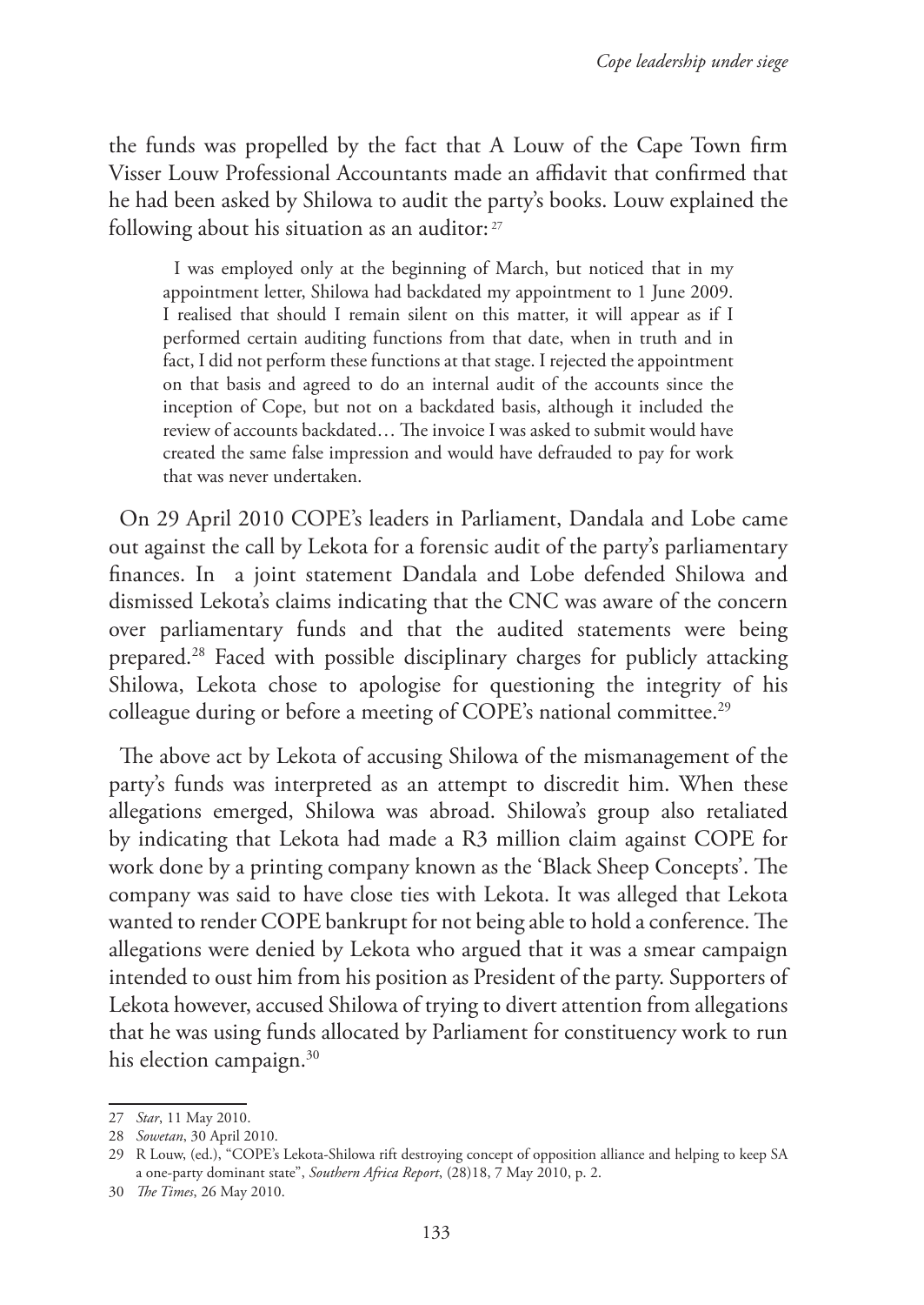the funds was propelled by the fact that A Louw of the Cape Town firm Visser Louw Professional Accountants made an affidavit that confirmed that he had been asked by Shilowa to audit the party's books. Louw explained the following about his situation as an auditor:[27]

> I was employed only at the beginning of March, but noticed that in my appointment letter, Shilowa had backdated my appointment to 1 June 2009. I realised that should I remain silent on this matter, it will appear as if I performed certain auditing functions from that date, when in truth and in fact, I did not perform these functions at that stage. I rejected the appointment on that basis and agreed to do an internal audit of the accounts since the inception of Cope, but not on a backdated basis, although it included the review of accounts backdated… The invoice I was asked to submit would have created the same false impression and would have defrauded to pay for work that was never undertaken.

On 29 April 2010 COPE's leaders in Parliament, Dandala and Lobe came out against the call by Lekota for a forensic audit of the party's parliamentary finances. In a joint statement Dandala and Lobe defended Shilowa and dismissed Lekota's claims indicating that the CNC was aware of the concern over parliamentary funds and that the audited statements were being prepared.[28] Faced with possible disciplinary charges for publicly attacking Shilowa, Lekota chose to apologise for questioning the integrity of his colleague during or before a meeting of COPE's national committee.[29]

The above act by Lekota of accusing Shilowa of the mismanagement of the party's funds was interpreted as an attempt to discredit him. When these allegations emerged, Shilowa was abroad. Shilowa's group also retaliated by indicating that Lekota had made a R3 million claim against COPE for work done by a printing company known as the 'Black Sheep Concepts'. The company was said to have close ties with Lekota. It was alleged that Lekota wanted to render COPE bankrupt for not being able to hold a conference. The allegations were denied by Lekota who argued that it was a smear campaign intended to oust him from his position as President of the party. Supporters of Lekota however, accused Shilowa of trying to divert attention from allegations that he was using funds allocated by Parliament for constituency work to run his election campaign.[30]

---

27 *Star*, 11 May 2010.

28 *Sowetan*, 30 April 2010.

29 R Louw, (ed.), "COPE's Lekota-Shilowa rift destroying concept of opposition alliance and helping to keep SA a one-party dominant state", *Southern Africa Report*, (28)18, 7 May 2010, p. 2.

30 *The Times*, 26 May 2010.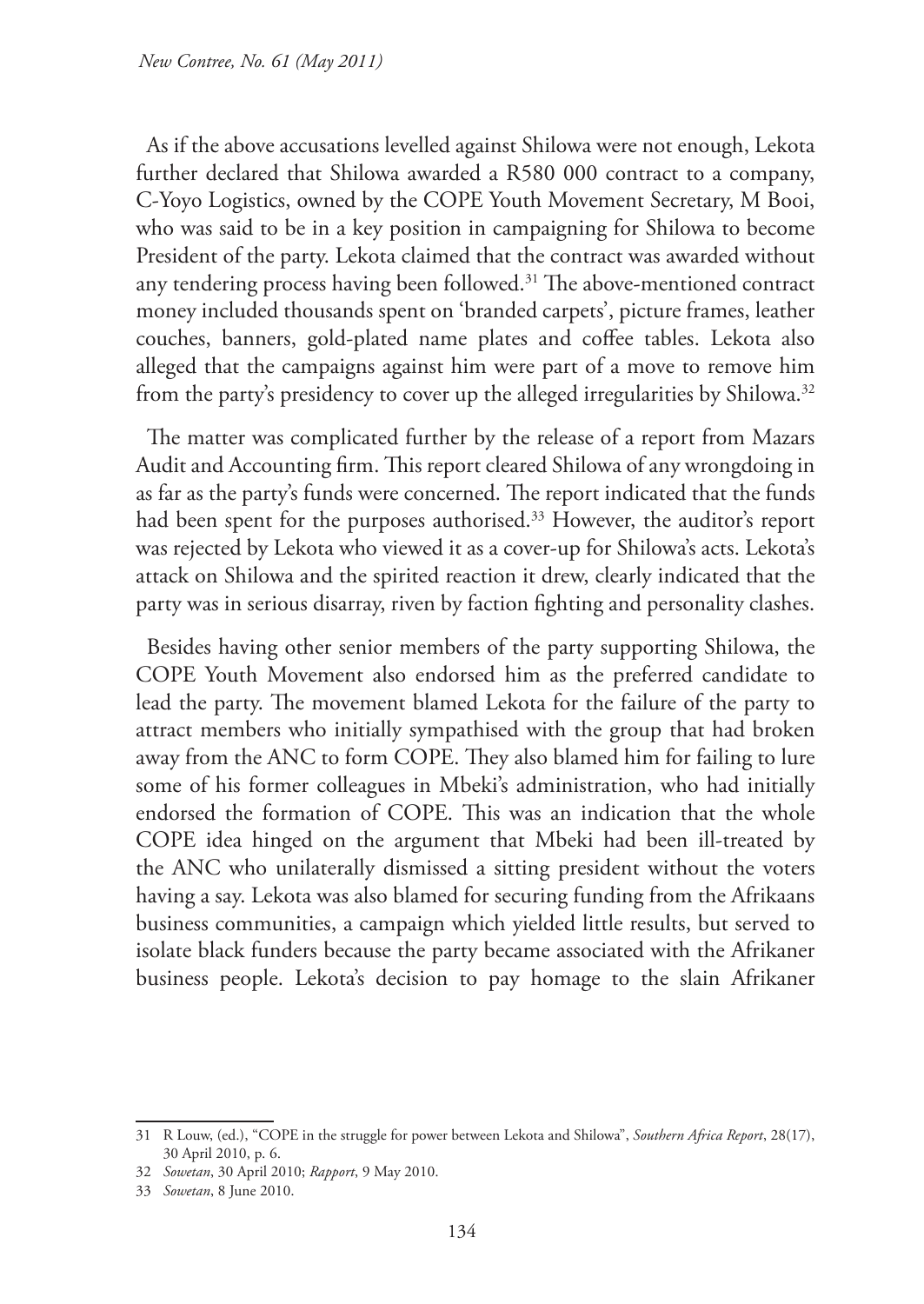As if the above accusations levelled against Shilowa were not enough, Lekota further declared that Shilowa awarded a R580 000 contract to a company, C-Yoyo Logistics, owned by the COPE Youth Movement Secretary, M Booi, who was said to be in a key position in campaigning for Shilowa to become President of the party. Lekota claimed that the contract was awarded without any tendering process having been followed.[31] The above-mentioned contract money included thousands spent on 'branded carpets', picture frames, leather couches, banners, gold-plated name plates and coffee tables. Lekota also alleged that the campaigns against him were part of a move to remove him from the party's presidency to cover up the alleged irregularities by Shilowa.[32]

The matter was complicated further by the release of a report from Mazars Audit and Accounting firm. This report cleared Shilowa of any wrongdoing in as far as the party's funds were concerned. The report indicated that the funds had been spent for the purposes authorised.[33] However, the auditor's report was rejected by Lekota who viewed it as a cover-up for Shilowa's acts. Lekota's attack on Shilowa and the spirited reaction it drew, clearly indicated that the party was in serious disarray, riven by faction fighting and personality clashes.

Besides having other senior members of the party supporting Shilowa, the COPE Youth Movement also endorsed him as the preferred candidate to lead the party. The movement blamed Lekota for the failure of the party to attract members who initially sympathised with the group that had broken away from the ANC to form COPE. They also blamed him for failing to lure some of his former colleagues in Mbeki's administration, who had initially endorsed the formation of COPE. This was an indication that the whole COPE idea hinged on the argument that Mbeki had been ill-treated by the ANC who unilaterally dismissed a sitting president without the voters having a say. Lekota was also blamed for securing funding from the Afrikaans business communities, a campaign which yielded little results, but served to isolate black funders because the party became associated with the Afrikaner business people. Lekota's decision to pay homage to the slain Afrikaner

---

31 R Louw, (ed.), "COPE in the struggle for power between Lekota and Shilowa", *Southern Africa Report*, 28(17), 30 April 2010, p. 6.

32 *Sowetan*, 30 April 2010; *Rapport*, 9 May 2010.

33 *Sowetan*, 8 June 2010.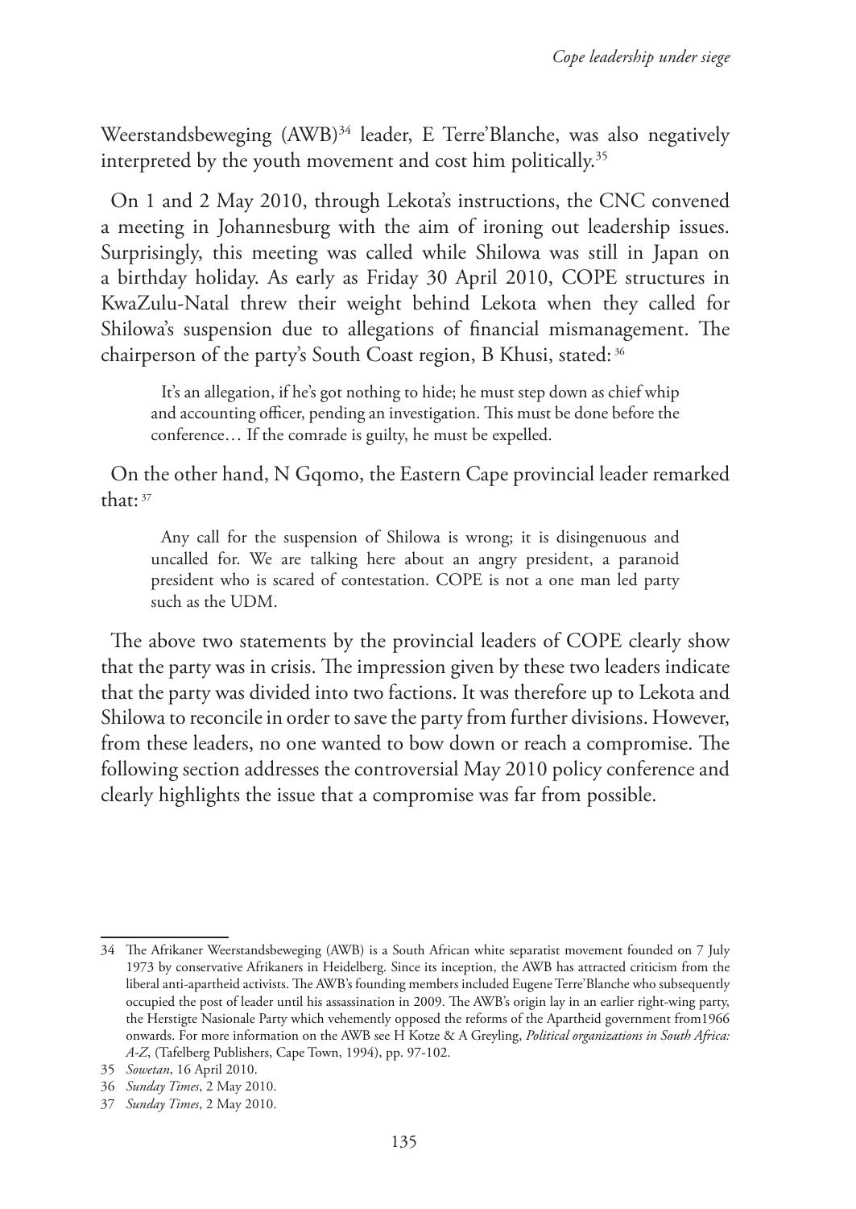Weerstandsbeweging (AWB)[34] leader, E Terre'Blanche, was also negatively interpreted by the youth movement and cost him politically.[35]

On 1 and 2 May 2010, through Lekota's instructions, the CNC convened a meeting in Johannesburg with the aim of ironing out leadership issues. Surprisingly, this meeting was called while Shilowa was still in Japan on a birthday holiday. As early as Friday 30 April 2010, COPE structures in KwaZulu-Natal threw their weight behind Lekota when they called for Shilowa's suspension due to allegations of financial mismanagement. The chairperson of the party's South Coast region, B Khusi, stated: [36]

> It's an allegation, if he's got nothing to hide; he must step down as chief whip and accounting officer, pending an investigation. This must be done before the conference… If the comrade is guilty, he must be expelled.

On the other hand, N Gqomo, the Eastern Cape provincial leader remarked that: [37]

> Any call for the suspension of Shilowa is wrong; it is disingenuous and uncalled for. We are talking here about an angry president, a paranoid president who is scared of contestation. COPE is not a one man led party such as the UDM.

The above two statements by the provincial leaders of COPE clearly show that the party was in crisis. The impression given by these two leaders indicate that the party was divided into two factions. It was therefore up to Lekota and Shilowa to reconcile in order to save the party from further divisions. However, from these leaders, no one wanted to bow down or reach a compromise. The following section addresses the controversial May 2010 policy conference and clearly highlights the issue that a compromise was far from possible.

---

34 The Afrikaner Weerstandsbeweging (AWB) is a South African white separatist movement founded on 7 July 1973 by conservative Afrikaners in Heidelberg. Since its inception, the AWB has attracted criticism from the liberal anti-apartheid activists. The AWB's founding members included Eugene Terre'Blanche who subsequently occupied the post of leader until his assassination in 2009. The AWB's origin lay in an earlier right-wing party, the Herstigte Nasionale Party which vehemently opposed the reforms of the Apartheid government from1966 onwards. For more information on the AWB see H Kotze & A Greyling, *Political organizations in South Africa: A-Z*, (Tafelberg Publishers, Cape Town, 1994), pp. 97-102.

35 *Sowetan*, 16 April 2010.

36 *Sunday Times*, 2 May 2010.

37 *Sunday Times*, 2 May 2010.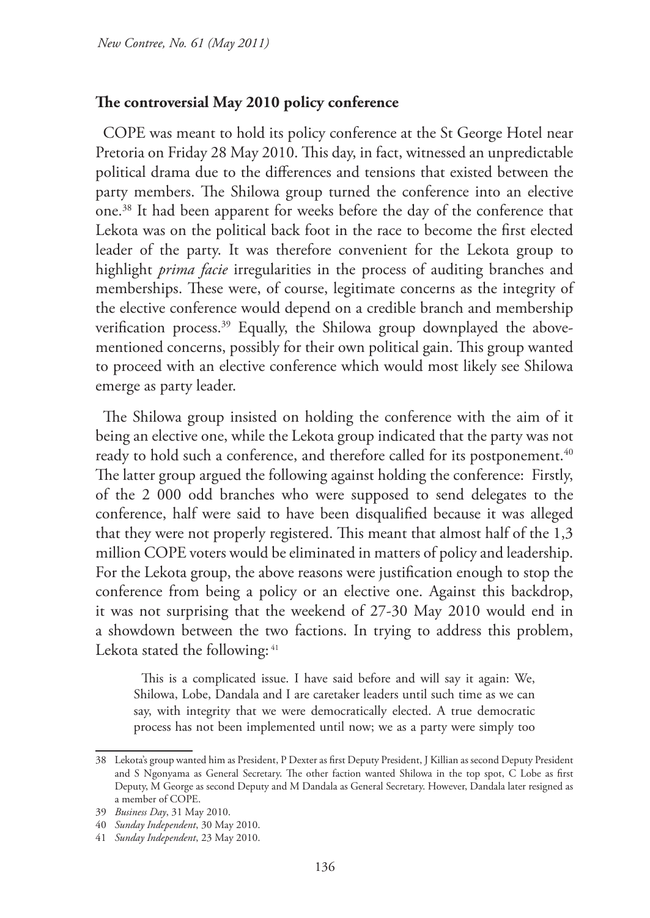## The controversial May 2010 policy conference

COPE was meant to hold its policy conference at the St George Hotel near Pretoria on Friday 28 May 2010. This day, in fact, witnessed an unpredictable political drama due to the differences and tensions that existed between the party members. The Shilowa group turned the conference into an elective one.[38] It had been apparent for weeks before the day of the conference that Lekota was on the political back foot in the race to become the first elected leader of the party. It was therefore convenient for the Lekota group to highlight *prima facie* irregularities in the process of auditing branches and memberships. These were, of course, legitimate concerns as the integrity of the elective conference would depend on a credible branch and membership verification process.[39] Equally, the Shilowa group downplayed the above-mentioned concerns, possibly for their own political gain. This group wanted to proceed with an elective conference which would most likely see Shilowa emerge as party leader.

The Shilowa group insisted on holding the conference with the aim of it being an elective one, while the Lekota group indicated that the party was not ready to hold such a conference, and therefore called for its postponement.[40] The latter group argued the following against holding the conference: Firstly, of the 2 000 odd branches who were supposed to send delegates to the conference, half were said to have been disqualified because it was alleged that they were not properly registered. This meant that almost half of the 1,3 million COPE voters would be eliminated in matters of policy and leadership. For the Lekota group, the above reasons were justification enough to stop the conference from being a policy or an elective one. Against this backdrop, it was not surprising that the weekend of 27-30 May 2010 would end in a showdown between the two factions. In trying to address this problem, Lekota stated the following:[41]

> This is a complicated issue. I have said before and will say it again: We, Shilowa, Lobe, Dandala and I are caretaker leaders until such time as we can say, with integrity that we were democratically elected. A true democratic process has not been implemented until now; we as a party were simply too

---

38 Lekota's group wanted him as President, P Dexter as first Deputy President, J Killian as second Deputy President and S Ngonyama as General Secretary. The other faction wanted Shilowa in the top spot, C Lobe as first Deputy, M George as second Deputy and M Dandala as General Secretary. However, Dandala later resigned as a member of COPE.

39 *Business Day*, 31 May 2010.

40 *Sunday Independent*, 30 May 2010.

41 *Sunday Independent*, 23 May 2010.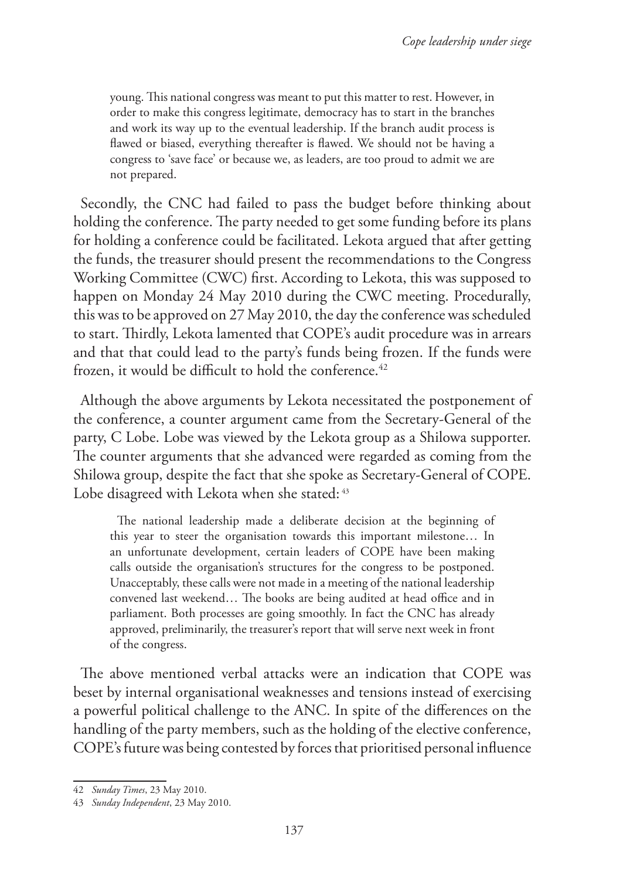> young. This national congress was meant to put this matter to rest. However, in order to make this congress legitimate, democracy has to start in the branches and work its way up to the eventual leadership. If the branch audit process is flawed or biased, everything thereafter is flawed. We should not be having a congress to 'save face' or because we, as leaders, are too proud to admit we are not prepared.

Secondly, the CNC had failed to pass the budget before thinking about holding the conference. The party needed to get some funding before its plans for holding a conference could be facilitated. Lekota argued that after getting the funds, the treasurer should present the recommendations to the Congress Working Committee (CWC) first. According to Lekota, this was supposed to happen on Monday 24 May 2010 during the CWC meeting. Procedurally, this was to be approved on 27 May 2010, the day the conference was scheduled to start. Thirdly, Lekota lamented that COPE's audit procedure was in arrears and that that could lead to the party's funds being frozen. If the funds were frozen, it would be difficult to hold the conference.[42]

Although the above arguments by Lekota necessitated the postponement of the conference, a counter argument came from the Secretary-General of the party, C Lobe. Lobe was viewed by the Lekota group as a Shilowa supporter. The counter arguments that she advanced were regarded as coming from the Shilowa group, despite the fact that she spoke as Secretary-General of COPE. Lobe disagreed with Lekota when she stated:[43]

> The national leadership made a deliberate decision at the beginning of this year to steer the organisation towards this important milestone… In an unfortunate development, certain leaders of COPE have been making calls outside the organisation's structures for the congress to be postponed. Unacceptably, these calls were not made in a meeting of the national leadership convened last weekend… The books are being audited at head office and in parliament. Both processes are going smoothly. In fact the CNC has already approved, preliminarily, the treasurer's report that will serve next week in front of the congress.

The above mentioned verbal attacks were an indication that COPE was beset by internal organisational weaknesses and tensions instead of exercising a powerful political challenge to the ANC. In spite of the differences on the handling of the party members, such as the holding of the elective conference, COPE's future was being contested by forces that prioritised personal influence

---

42 *Sunday Times*, 23 May 2010.

43 *Sunday Independent*, 23 May 2010.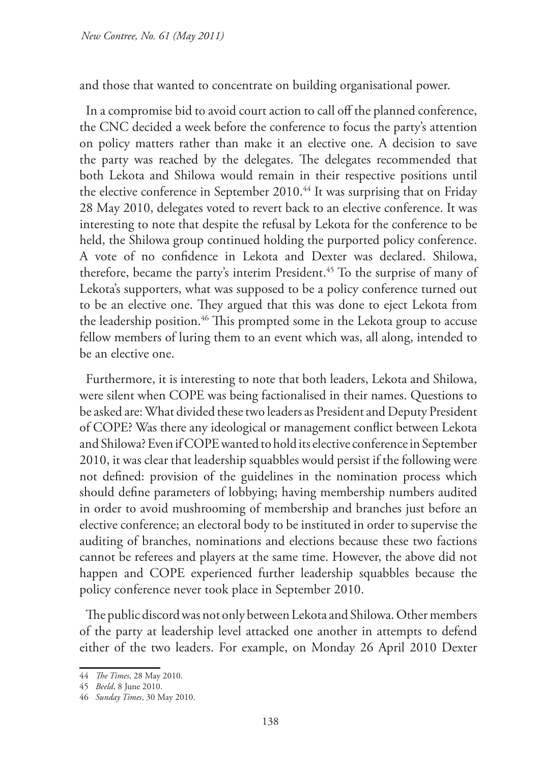and those that wanted to concentrate on building organisational power.

In a compromise bid to avoid court action to call off the planned conference, the CNC decided a week before the conference to focus the party's attention on policy matters rather than make it an elective one. A decision to save the party was reached by the delegates. The delegates recommended that both Lekota and Shilowa would remain in their respective positions until the elective conference in September 2010.[44] It was surprising that on Friday 28 May 2010, delegates voted to revert back to an elective conference. It was interesting to note that despite the refusal by Lekota for the conference to be held, the Shilowa group continued holding the purported policy conference. A vote of no confidence in Lekota and Dexter was declared. Shilowa, therefore, became the party's interim President.[45] To the surprise of many of Lekota's supporters, what was supposed to be a policy conference turned out to be an elective one. They argued that this was done to eject Lekota from the leadership position.[46] This prompted some in the Lekota group to accuse fellow members of luring them to an event which was, all along, intended to be an elective one.

Furthermore, it is interesting to note that both leaders, Lekota and Shilowa, were silent when COPE was being factionalised in their names. Questions to be asked are: What divided these two leaders as President and Deputy President of COPE? Was there any ideological or management conflict between Lekota and Shilowa? Even if COPE wanted to hold its elective conference in September 2010, it was clear that leadership squabbles would persist if the following were not defined: provision of the guidelines in the nomination process which should define parameters of lobbying; having membership numbers audited in order to avoid mushrooming of membership and branches just before an elective conference; an electoral body to be instituted in order to supervise the auditing of branches, nominations and elections because these two factions cannot be referees and players at the same time. However, the above did not happen and COPE experienced further leadership squabbles because the policy conference never took place in September 2010.

The public discord was not only between Lekota and Shilowa. Other members of the party at leadership level attacked one another in attempts to defend either of the two leaders. For example, on Monday 26 April 2010 Dexter

---

44 *The Times*, 28 May 2010.

45 *Beeld*, 8 June 2010.

46 *Sunday Times*, 30 May 2010.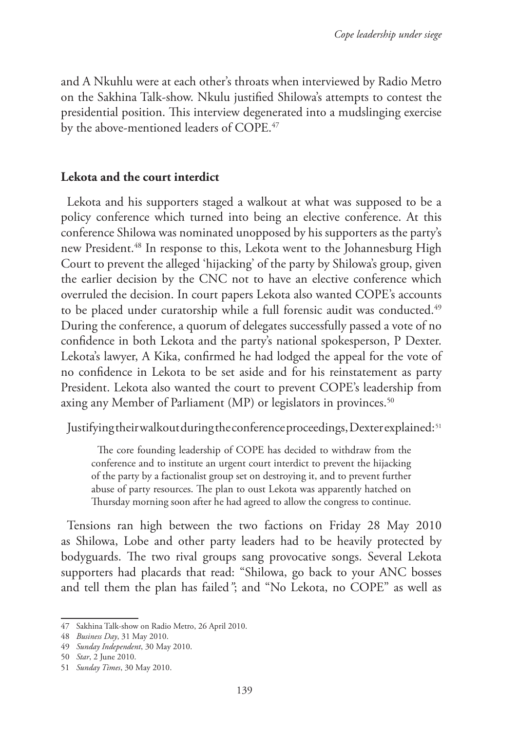and A Nkuhlu were at each other's throats when interviewed by Radio Metro on the Sakhina Talk-show. Nkulu justified Shilowa's attempts to contest the presidential position. This interview degenerated into a mudslinging exercise by the above-mentioned leaders of COPE.[47]

**Lekota and the court interdict**

Lekota and his supporters staged a walkout at what was supposed to be a policy conference which turned into being an elective conference. At this conference Shilowa was nominated unopposed by his supporters as the party's new President.[48] In response to this, Lekota went to the Johannesburg High Court to prevent the alleged 'hijacking' of the party by Shilowa's group, given the earlier decision by the CNC not to have an elective conference which overruled the decision. In court papers Lekota also wanted COPE's accounts to be placed under curatorship while a full forensic audit was conducted.[49] During the conference, a quorum of delegates successfully passed a vote of no confidence in both Lekota and the party's national spokesperson, P Dexter. Lekota's lawyer, A Kika, confirmed he had lodged the appeal for the vote of no confidence in Lekota to be set aside and for his reinstatement as party President. Lekota also wanted the court to prevent COPE's leadership from axing any Member of Parliament (MP) or legislators in provinces.[50]

Justifying their walkout during the conference proceedings, Dexter explained:[51]

> The core founding leadership of COPE has decided to withdraw from the conference and to institute an urgent court interdict to prevent the hijacking of the party by a factionalist group set on destroying it, and to prevent further abuse of party resources. The plan to oust Lekota was apparently hatched on Thursday morning soon after he had agreed to allow the congress to continue.

Tensions ran high between the two factions on Friday 28 May 2010 as Shilowa, Lobe and other party leaders had to be heavily protected by bodyguards. The two rival groups sang provocative songs. Several Lekota supporters had placards that read: "Shilowa, go back to your ANC bosses and tell them the plan has failed"; and "No Lekota, no COPE" as well as

---

47 Sakhina Talk-show on Radio Metro, 26 April 2010.

48 *Business Day*, 31 May 2010.

49 *Sunday Independent*, 30 May 2010.

50 *Star*, 2 June 2010.

51 *Sunday Times*, 30 May 2010.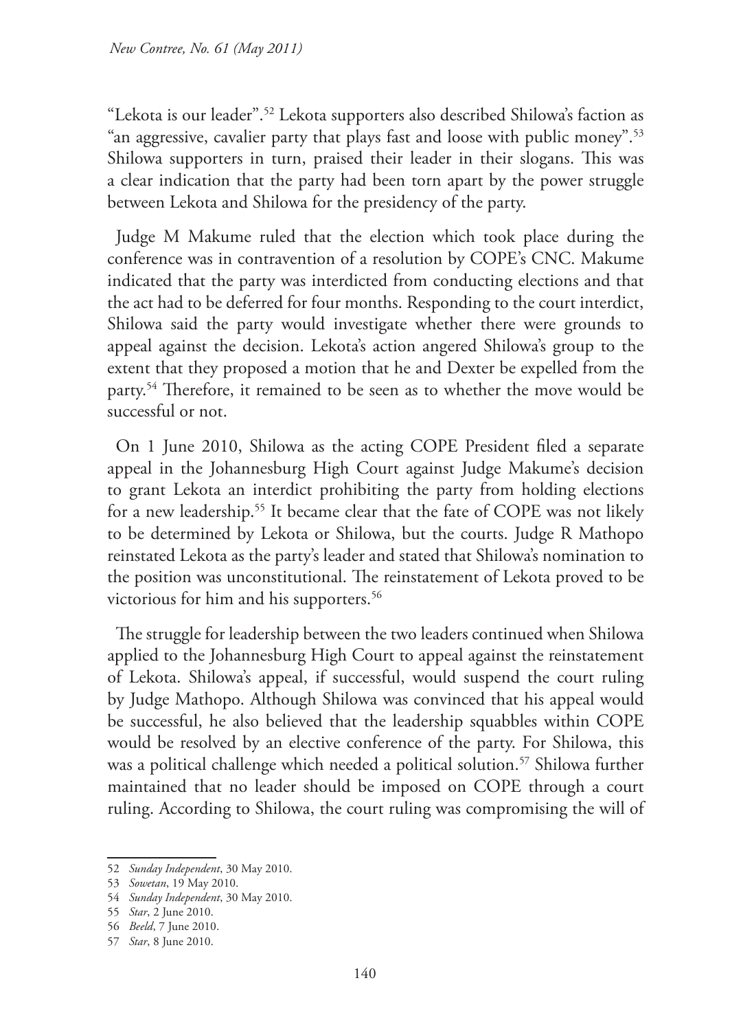"Lekota is our leader".[52] Lekota supporters also described Shilowa's faction as "an aggressive, cavalier party that plays fast and loose with public money".[53] Shilowa supporters in turn, praised their leader in their slogans. This was a clear indication that the party had been torn apart by the power struggle between Lekota and Shilowa for the presidency of the party.

Judge M Makume ruled that the election which took place during the conference was in contravention of a resolution by COPE's CNC. Makume indicated that the party was interdicted from conducting elections and that the act had to be deferred for four months. Responding to the court interdict, Shilowa said the party would investigate whether there were grounds to appeal against the decision. Lekota's action angered Shilowa's group to the extent that they proposed a motion that he and Dexter be expelled from the party.[54] Therefore, it remained to be seen as to whether the move would be successful or not.

On 1 June 2010, Shilowa as the acting COPE President filed a separate appeal in the Johannesburg High Court against Judge Makume's decision to grant Lekota an interdict prohibiting the party from holding elections for a new leadership.[55] It became clear that the fate of COPE was not likely to be determined by Lekota or Shilowa, but the courts. Judge R Mathopo reinstated Lekota as the party's leader and stated that Shilowa's nomination to the position was unconstitutional. The reinstatement of Lekota proved to be victorious for him and his supporters.[56]

The struggle for leadership between the two leaders continued when Shilowa applied to the Johannesburg High Court to appeal against the reinstatement of Lekota. Shilowa's appeal, if successful, would suspend the court ruling by Judge Mathopo. Although Shilowa was convinced that his appeal would be successful, he also believed that the leadership squabbles within COPE would be resolved by an elective conference of the party. For Shilowa, this was a political challenge which needed a political solution.[57] Shilowa further maintained that no leader should be imposed on COPE through a court ruling. According to Shilowa, the court ruling was compromising the will of

52 *Sunday Independent*, 30 May 2010.

53 *Sowetan*, 19 May 2010.

54 *Sunday Independent*, 30 May 2010.

55 *Star*, 2 June 2010.

56 *Beeld*, 7 June 2010.

57 *Star*, 8 June 2010.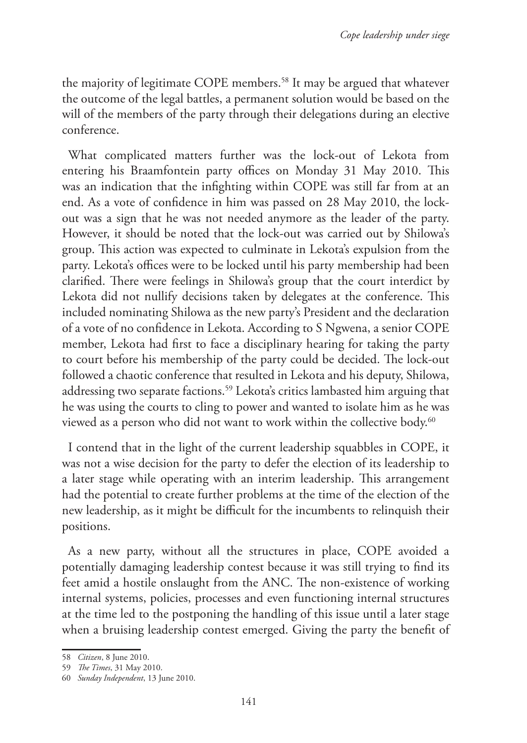the majority of legitimate COPE members.[58] It may be argued that whatever the outcome of the legal battles, a permanent solution would be based on the will of the members of the party through their delegations during an elective conference.

What complicated matters further was the lock-out of Lekota from entering his Braamfontein party offices on Monday 31 May 2010. This was an indication that the infighting within COPE was still far from at an end. As a vote of confidence in him was passed on 28 May 2010, the lock-out was a sign that he was not needed anymore as the leader of the party. However, it should be noted that the lock-out was carried out by Shilowa's group. This action was expected to culminate in Lekota's expulsion from the party. Lekota's offices were to be locked until his party membership had been clarified. There were feelings in Shilowa's group that the court interdict by Lekota did not nullify decisions taken by delegates at the conference. This included nominating Shilowa as the new party's President and the declaration of a vote of no confidence in Lekota. According to S Ngwena, a senior COPE member, Lekota had first to face a disciplinary hearing for taking the party to court before his membership of the party could be decided. The lock-out followed a chaotic conference that resulted in Lekota and his deputy, Shilowa, addressing two separate factions.[59] Lekota's critics lambasted him arguing that he was using the courts to cling to power and wanted to isolate him as he was viewed as a person who did not want to work within the collective body.[60]

I contend that in the light of the current leadership squabbles in COPE, it was not a wise decision for the party to defer the election of its leadership to a later stage while operating with an interim leadership. This arrangement had the potential to create further problems at the time of the election of the new leadership, as it might be difficult for the incumbents to relinquish their positions.

As a new party, without all the structures in place, COPE avoided a potentially damaging leadership contest because it was still trying to find its feet amid a hostile onslaught from the ANC. The non-existence of working internal systems, policies, processes and even functioning internal structures at the time led to the postponing the handling of this issue until a later stage when a bruising leadership contest emerged. Giving the party the benefit of

---

58 *Citizen*, 8 June 2010.

59 *The Times*, 31 May 2010.

60 *Sunday Independent*, 13 June 2010.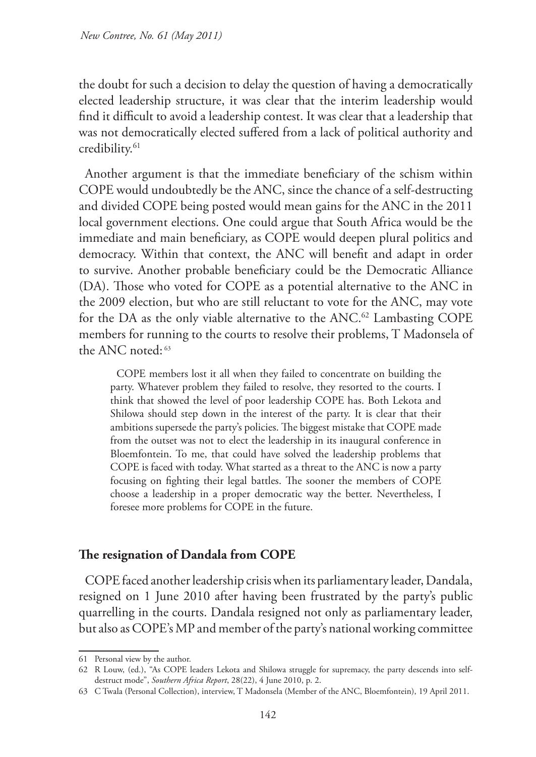the doubt for such a decision to delay the question of having a democratically elected leadership structure, it was clear that the interim leadership would find it difficult to avoid a leadership contest. It was clear that a leadership that was not democratically elected suffered from a lack of political authority and credibility.[61]

Another argument is that the immediate beneficiary of the schism within COPE would undoubtedly be the ANC, since the chance of a self-destructing and divided COPE being posted would mean gains for the ANC in the 2011 local government elections. One could argue that South Africa would be the immediate and main beneficiary, as COPE would deepen plural politics and democracy. Within that context, the ANC will benefit and adapt in order to survive. Another probable beneficiary could be the Democratic Alliance (DA). Those who voted for COPE as a potential alternative to the ANC in the 2009 election, but who are still reluctant to vote for the ANC, may vote for the DA as the only viable alternative to the ANC.[62] Lambasting COPE members for running to the courts to resolve their problems, T Madonsela of the ANC noted:[63]

> COPE members lost it all when they failed to concentrate on building the party. Whatever problem they failed to resolve, they resorted to the courts. I think that showed the level of poor leadership COPE has. Both Lekota and Shilowa should step down in the interest of the party. It is clear that their ambitions supersede the party's policies. The biggest mistake that COPE made from the outset was not to elect the leadership in its inaugural conference in Bloemfontein. To me, that could have solved the leadership problems that COPE is faced with today. What started as a threat to the ANC is now a party focusing on fighting their legal battles. The sooner the members of COPE choose a leadership in a proper democratic way the better. Nevertheless, I foresee more problems for COPE in the future.

## The resignation of Dandala from COPE

COPE faced another leadership crisis when its parliamentary leader, Dandala, resigned on 1 June 2010 after having been frustrated by the party's public quarrelling in the courts. Dandala resigned not only as parliamentary leader, but also as COPE's MP and member of the party's national working committee

---

61 Personal view by the author.

62 R Louw, (ed.), "As COPE leaders Lekota and Shilowa struggle for supremacy, the party descends into self-destruct mode", *Southern Africa Report*, 28(22), 4 June 2010, p. 2.

63 C Twala (Personal Collection), interview, T Madonsela (Member of the ANC, Bloemfontein), 19 April 2011.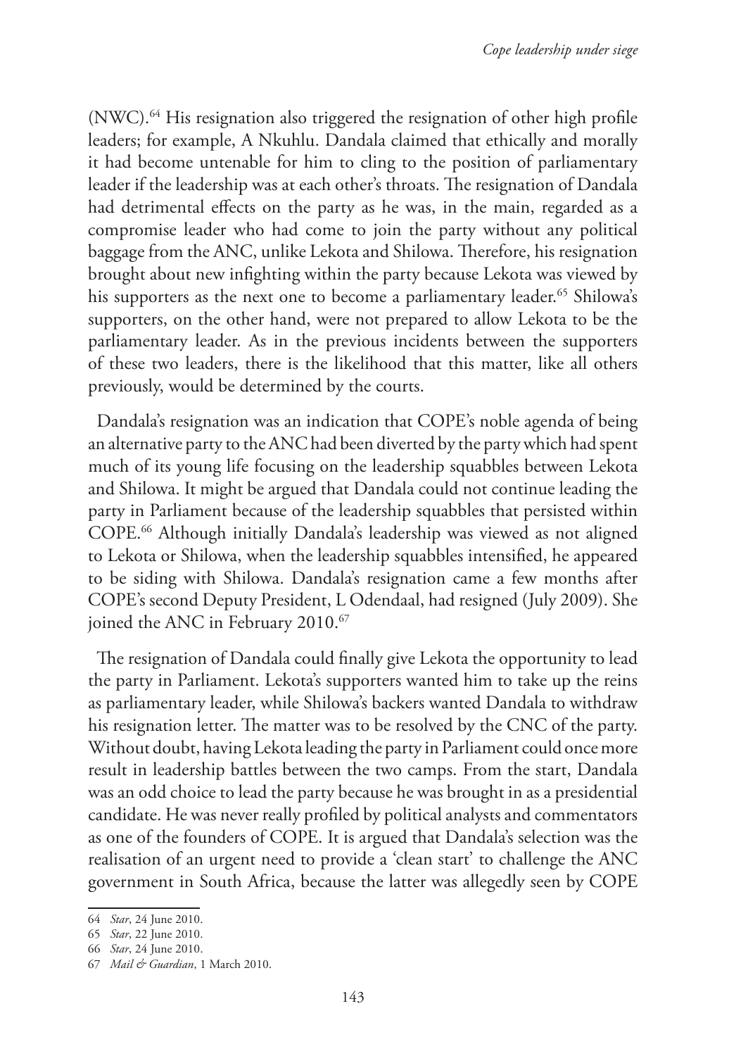(NWC).[64] His resignation also triggered the resignation of other high profile leaders; for example, A Nkuhlu. Dandala claimed that ethically and morally it had become untenable for him to cling to the position of parliamentary leader if the leadership was at each other's throats. The resignation of Dandala had detrimental effects on the party as he was, in the main, regarded as a compromise leader who had come to join the party without any political baggage from the ANC, unlike Lekota and Shilowa. Therefore, his resignation brought about new infighting within the party because Lekota was viewed by his supporters as the next one to become a parliamentary leader.[65] Shilowa's supporters, on the other hand, were not prepared to allow Lekota to be the parliamentary leader. As in the previous incidents between the supporters of these two leaders, there is the likelihood that this matter, like all others previously, would be determined by the courts.

Dandala's resignation was an indication that COPE's noble agenda of being an alternative party to the ANC had been diverted by the party which had spent much of its young life focusing on the leadership squabbles between Lekota and Shilowa. It might be argued that Dandala could not continue leading the party in Parliament because of the leadership squabbles that persisted within COPE.[66] Although initially Dandala's leadership was viewed as not aligned to Lekota or Shilowa, when the leadership squabbles intensified, he appeared to be siding with Shilowa. Dandala's resignation came a few months after COPE's second Deputy President, L Odendaal, had resigned (July 2009). She joined the ANC in February 2010.[67]

The resignation of Dandala could finally give Lekota the opportunity to lead the party in Parliament. Lekota's supporters wanted him to take up the reins as parliamentary leader, while Shilowa's backers wanted Dandala to withdraw his resignation letter. The matter was to be resolved by the CNC of the party. Without doubt, having Lekota leading the party in Parliament could once more result in leadership battles between the two camps. From the start, Dandala was an odd choice to lead the party because he was brought in as a presidential candidate. He was never really profiled by political analysts and commentators as one of the founders of COPE. It is argued that Dandala's selection was the realisation of an urgent need to provide a 'clean start' to challenge the ANC government in South Africa, because the latter was allegedly seen by COPE

---

64 *Star*, 24 June 2010.

65 *Star*, 22 June 2010.

66 *Star*, 24 June 2010.

67 *Mail & Guardian*, 1 March 2010.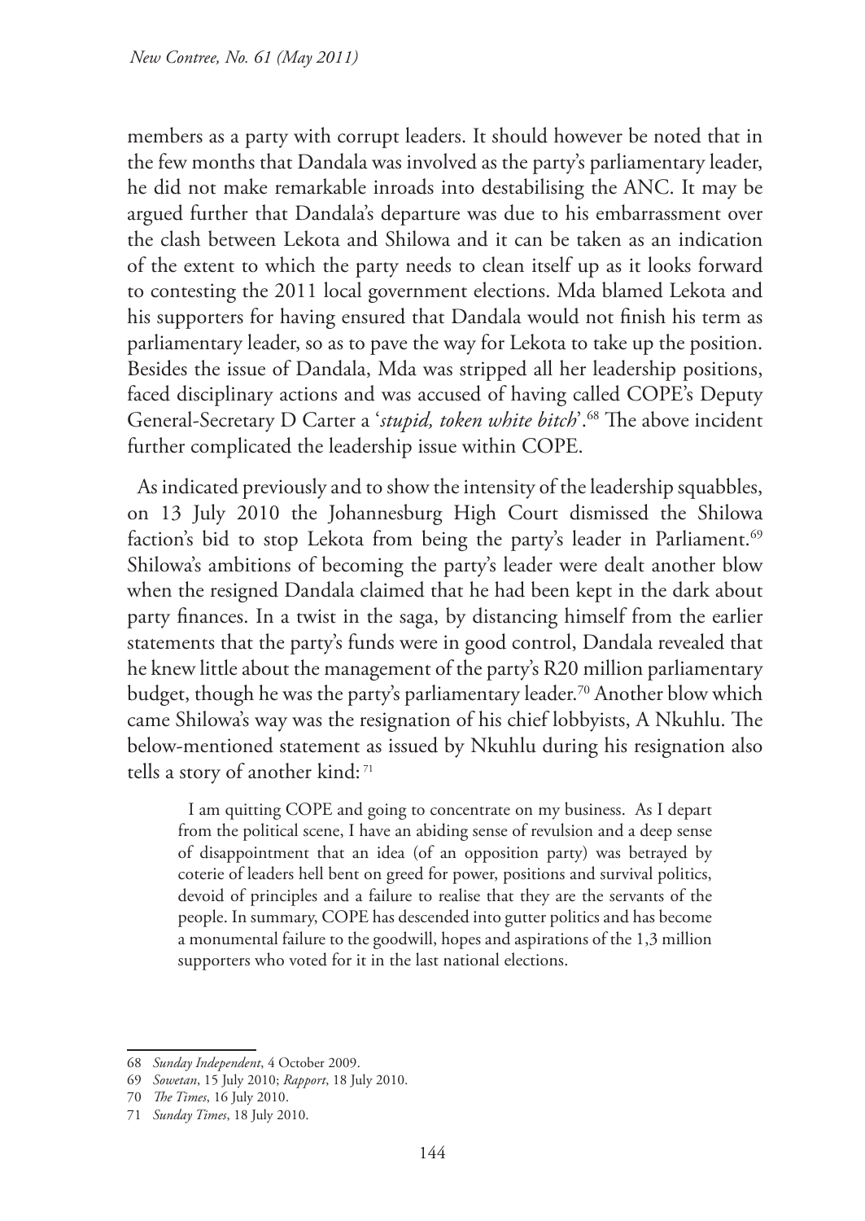members as a party with corrupt leaders. It should however be noted that in the few months that Dandala was involved as the party's parliamentary leader, he did not make remarkable inroads into destabilising the ANC. It may be argued further that Dandala's departure was due to his embarrassment over the clash between Lekota and Shilowa and it can be taken as an indication of the extent to which the party needs to clean itself up as it looks forward to contesting the 2011 local government elections. Mda blamed Lekota and his supporters for having ensured that Dandala would not finish his term as parliamentary leader, so as to pave the way for Lekota to take up the position. Besides the issue of Dandala, Mda was stripped all her leadership positions, faced disciplinary actions and was accused of having called COPE's Deputy General-Secretary D Carter a '*stupid, token white bitch*'.[68] The above incident further complicated the leadership issue within COPE.

As indicated previously and to show the intensity of the leadership squabbles, on 13 July 2010 the Johannesburg High Court dismissed the Shilowa faction's bid to stop Lekota from being the party's leader in Parliament.[69] Shilowa's ambitions of becoming the party's leader were dealt another blow when the resigned Dandala claimed that he had been kept in the dark about party finances. In a twist in the saga, by distancing himself from the earlier statements that the party's funds were in good control, Dandala revealed that he knew little about the management of the party's R20 million parliamentary budget, though he was the party's parliamentary leader.[70] Another blow which came Shilowa's way was the resignation of his chief lobbyists, A Nkuhlu. The below-mentioned statement as issued by Nkuhlu during his resignation also tells a story of another kind:[71]

> I am quitting COPE and going to concentrate on my business. As I depart from the political scene, I have an abiding sense of revulsion and a deep sense of disappointment that an idea (of an opposition party) was betrayed by coterie of leaders hell bent on greed for power, positions and survival politics, devoid of principles and a failure to realise that they are the servants of the people. In summary, COPE has descended into gutter politics and has become a monumental failure to the goodwill, hopes and aspirations of the 1,3 million supporters who voted for it in the last national elections.

---

68 *Sunday Independent*, 4 October 2009.

69 *Sowetan*, 15 July 2010; *Rapport*, 18 July 2010.

70 *The Times*, 16 July 2010.

71 *Sunday Times*, 18 July 2010.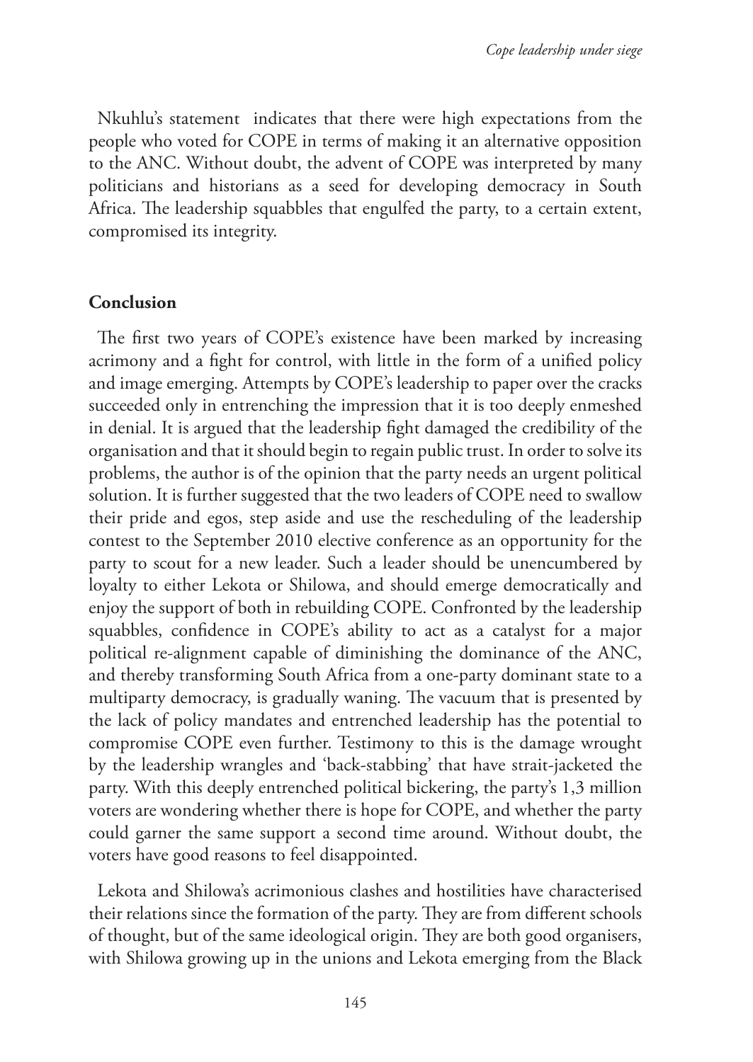Nkuhlu's statement indicates that there were high expectations from the people who voted for COPE in terms of making it an alternative opposition to the ANC. Without doubt, the advent of COPE was interpreted by many politicians and historians as a seed for developing democracy in South Africa. The leadership squabbles that engulfed the party, to a certain extent, compromised its integrity.

## Conclusion

The first two years of COPE's existence have been marked by increasing acrimony and a fight for control, with little in the form of a unified policy and image emerging. Attempts by COPE's leadership to paper over the cracks succeeded only in entrenching the impression that it is too deeply enmeshed in denial. It is argued that the leadership fight damaged the credibility of the organisation and that it should begin to regain public trust. In order to solve its problems, the author is of the opinion that the party needs an urgent political solution. It is further suggested that the two leaders of COPE need to swallow their pride and egos, step aside and use the rescheduling of the leadership contest to the September 2010 elective conference as an opportunity for the party to scout for a new leader. Such a leader should be unencumbered by loyalty to either Lekota or Shilowa, and should emerge democratically and enjoy the support of both in rebuilding COPE. Confronted by the leadership squabbles, confidence in COPE's ability to act as a catalyst for a major political re-alignment capable of diminishing the dominance of the ANC, and thereby transforming South Africa from a one-party dominant state to a multiparty democracy, is gradually waning. The vacuum that is presented by the lack of policy mandates and entrenched leadership has the potential to compromise COPE even further. Testimony to this is the damage wrought by the leadership wrangles and 'back-stabbing' that have strait-jacketed the party. With this deeply entrenched political bickering, the party's 1,3 million voters are wondering whether there is hope for COPE, and whether the party could garner the same support a second time around. Without doubt, the voters have good reasons to feel disappointed.

Lekota and Shilowa's acrimonious clashes and hostilities have characterised their relations since the formation of the party. They are from different schools of thought, but of the same ideological origin. They are both good organisers, with Shilowa growing up in the unions and Lekota emerging from the Black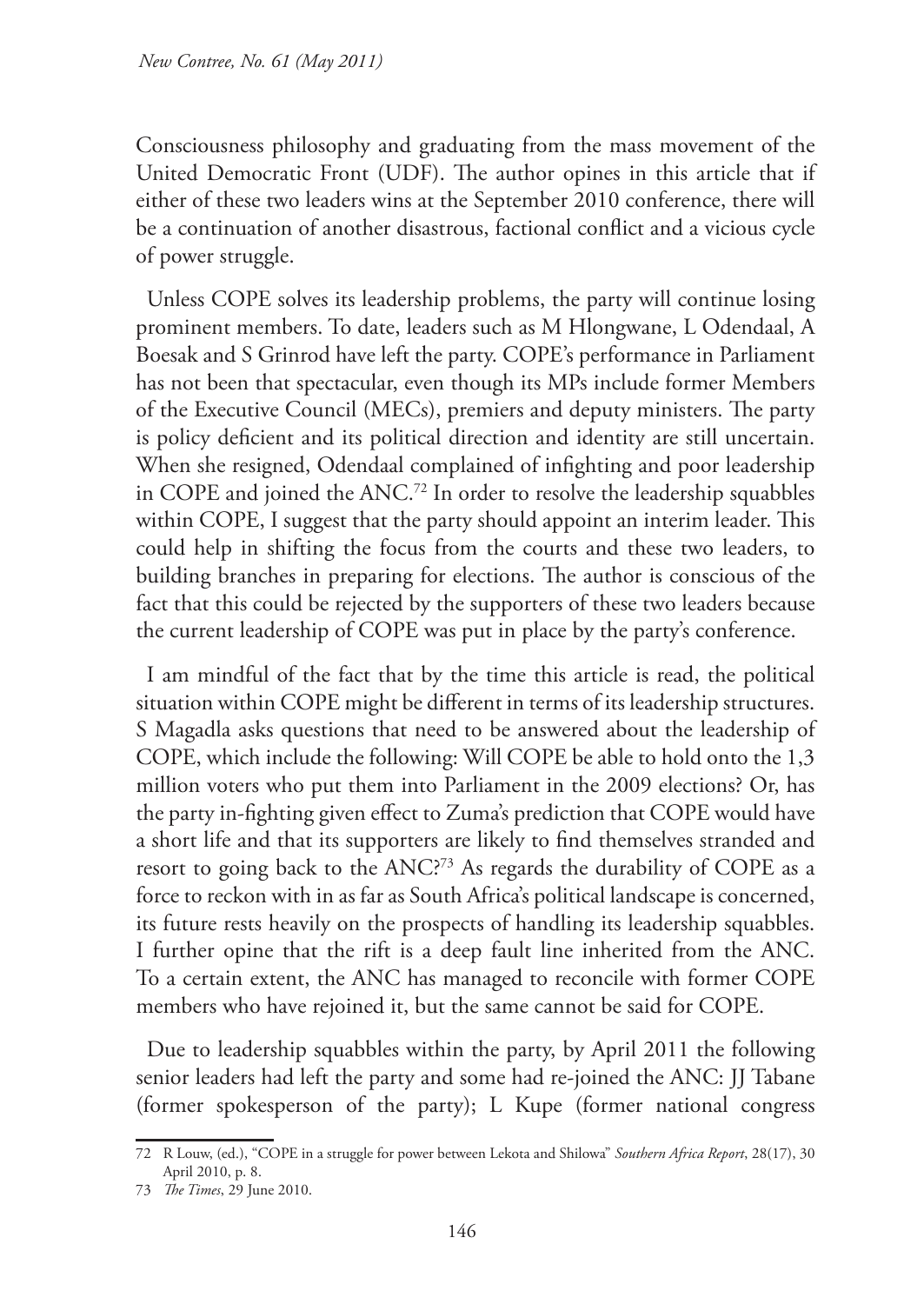Consciousness philosophy and graduating from the mass movement of the United Democratic Front (UDF). The author opines in this article that if either of these two leaders wins at the September 2010 conference, there will be a continuation of another disastrous, factional conflict and a vicious cycle of power struggle.

Unless COPE solves its leadership problems, the party will continue losing prominent members. To date, leaders such as M Hlongwane, L Odendaal, A Boesak and S Grinrod have left the party. COPE's performance in Parliament has not been that spectacular, even though its MPs include former Members of the Executive Council (MECs), premiers and deputy ministers. The party is policy deficient and its political direction and identity are still uncertain. When she resigned, Odendaal complained of infighting and poor leadership in COPE and joined the ANC.[72] In order to resolve the leadership squabbles within COPE, I suggest that the party should appoint an interim leader. This could help in shifting the focus from the courts and these two leaders, to building branches in preparing for elections. The author is conscious of the fact that this could be rejected by the supporters of these two leaders because the current leadership of COPE was put in place by the party's conference.

I am mindful of the fact that by the time this article is read, the political situation within COPE might be different in terms of its leadership structures. S Magadla asks questions that need to be answered about the leadership of COPE, which include the following: Will COPE be able to hold onto the 1,3 million voters who put them into Parliament in the 2009 elections? Or, has the party in-fighting given effect to Zuma's prediction that COPE would have a short life and that its supporters are likely to find themselves stranded and resort to going back to the ANC?[73] As regards the durability of COPE as a force to reckon with in as far as South Africa's political landscape is concerned, its future rests heavily on the prospects of handling its leadership squabbles. I further opine that the rift is a deep fault line inherited from the ANC. To a certain extent, the ANC has managed to reconcile with former COPE members who have rejoined it, but the same cannot be said for COPE.

Due to leadership squabbles within the party, by April 2011 the following senior leaders had left the party and some had re-joined the ANC: JJ Tabane (former spokesperson of the party); L Kupe (former national congress

---

72 R Louw, (ed.), "COPE in a struggle for power between Lekota and Shilowa" *Southern Africa Report*, 28(17), 30 April 2010, p. 8.

73 *The Times*, 29 June 2010.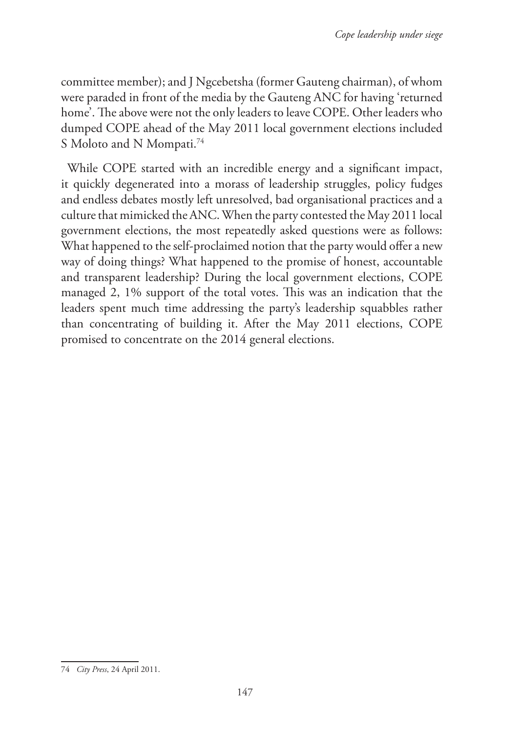committee member); and J Ngcebetsha (former Gauteng chairman), of whom were paraded in front of the media by the Gauteng ANC for having 'returned home'. The above were not the only leaders to leave COPE. Other leaders who dumped COPE ahead of the May 2011 local government elections included S Moloto and N Mompati.[74]

While COPE started with an incredible energy and a significant impact, it quickly degenerated into a morass of leadership struggles, policy fudges and endless debates mostly left unresolved, bad organisational practices and a culture that mimicked the ANC. When the party contested the May 2011 local government elections, the most repeatedly asked questions were as follows: What happened to the self-proclaimed notion that the party would offer a new way of doing things? What happened to the promise of honest, accountable and transparent leadership? During the local government elections, COPE managed 2, 1% support of the total votes. This was an indication that the leaders spent much time addressing the party's leadership squabbles rather than concentrating of building it. After the May 2011 elections, COPE promised to concentrate on the 2014 general elections.

74 *City Press*, 24 April 2011.